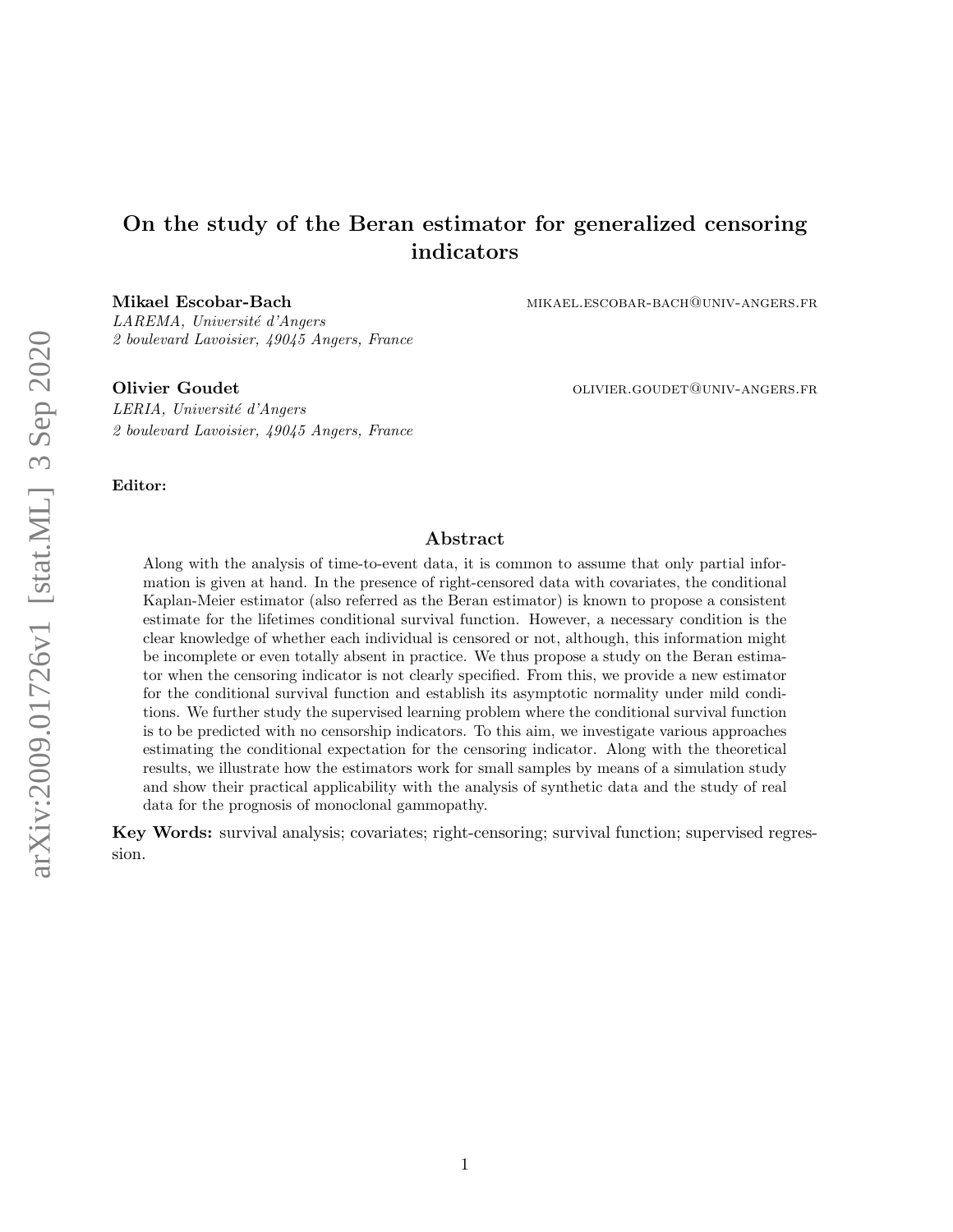# On the study of the Beran estimator for generalized censoring indicators

**Mikael Escobar-Bach** MIKAEL.ESCOBAR-BACH@UNIV-ANGERS.FR

*LAREMA, Université d'Angers*
*2 boulevard Lavoisier, 49045 Angers, France*

**Olivier Goudet** OLIVIER.GOUDET@UNIV-ANGERS.FR

*LERIA, Université d'Angers*
*2 boulevard Lavoisier, 49045 Angers, France*

**Editor:**

## Abstract

Along with the analysis of time-to-event data, it is common to assume that only partial information is given at hand. In the presence of right-censored data with covariates, the conditional Kaplan-Meier estimator (also referred as the Beran estimator) is known to propose a consistent estimate for the lifetimes conditional survival function. However, a necessary condition is the clear knowledge of whether each individual is censored or not, although, this information might be incomplete or even totally absent in practice. We thus propose a study on the Beran estimator when the censoring indicator is not clearly specified. From this, we provide a new estimator for the conditional survival function and establish its asymptotic normality under mild conditions. We further study the supervised learning problem where the conditional survival function is to be predicted with no censorship indicators. To this aim, we investigate various approaches estimating the conditional expectation for the censoring indicator. Along with the theoretical results, we illustrate how the estimators work for small samples by means of a simulation study and show their practical applicability with the analysis of synthetic data and the study of real data for the prognosis of monoclonal gammopathy.

**Key Words:** survival analysis; covariates; right-censoring; survival function; supervised regression.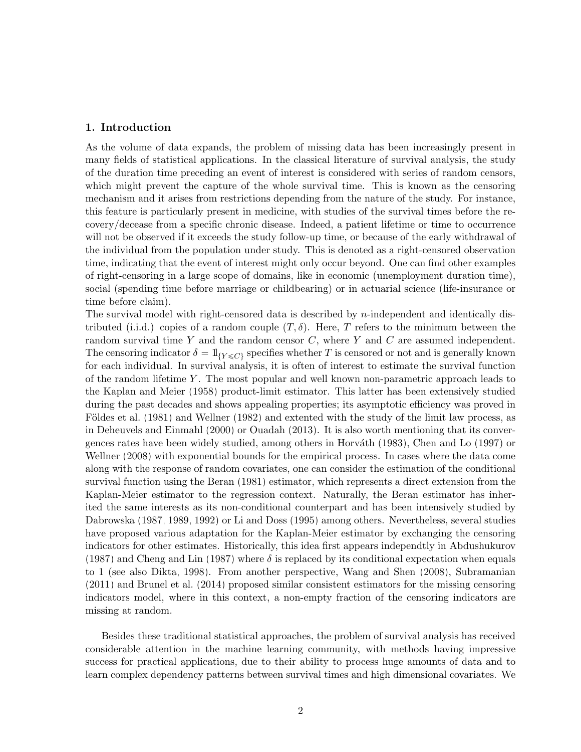## 1. Introduction

As the volume of data expands, the problem of missing data has been increasingly present in many fields of statistical applications. In the classical literature of survival analysis, the study of the duration time preceding an event of interest is considered with series of random censors, which might prevent the capture of the whole survival time. This is known as the censoring mechanism and it arises from restrictions depending from the nature of the study. For instance, this feature is particularly present in medicine, with studies of the survival times before the recovery/decease from a specific chronic disease. Indeed, a patient lifetime or time to occurrence will not be observed if it exceeds the study follow-up time, or because of the early withdrawal of the individual from the population under study. This is denoted as a right-censored observation time, indicating that the event of interest might only occur beyond. One can find other examples of right-censoring in a large scope of domains, like in economic (unemployment duration time), social (spending time before marriage or childbearing) or in actuarial science (life-insurance or time before claim).

The survival model with right-censored data is described by $n$-independent and identically distributed (i.i.d.) copies of a random couple $(T, \delta)$. Here, $T$ refers to the minimum between the random survival time $Y$ and the random censor $C$, where $Y$ and $C$ are assumed independent. The censoring indicator $\delta = \mathbb{1}_{\{Y \leqslant C\}}$ specifies whether $T$ is censored or not and is generally known for each individual. In survival analysis, it is often of interest to estimate the survival function of the random lifetime $Y$. The most popular and well known non-parametric approach leads to the Kaplan and Meier (1958) product-limit estimator. This latter has been extensively studied during the past decades and shows appealing properties; its asymptotic efficiency was proved in Földes et al. (1981) and Wellner (1982) and extented with the study of the limit law process, as in Deheuvels and Einmahl (2000) or Ouadah (2013). It is also worth mentioning that its convergences rates have been widely studied, among others in Horváth (1983), Chen and Lo (1997) or Wellner (2008) with exponential bounds for the empirical process. In cases where the data come along with the response of random covariates, one can consider the estimation of the conditional survival function using the Beran (1981) estimator, which represents a direct extension from the Kaplan-Meier estimator to the regression context. Naturally, the Beran estimator has inherited the same interests as its non-conditional counterpart and has been intensively studied by Dabrowska (1987, 1989, 1992) or Li and Doss (1995) among others. Nevertheless, several studies have proposed various adaptation for the Kaplan-Meier estimator by exchanging the censoring indicators for other estimates. Historically, this idea first appears independtly in Abdushukurov (1987) and Cheng and Lin (1987) where $\delta$ is replaced by its conditional expectation when equals to 1 (see also Dikta, 1998). From another perspective, Wang and Shen (2008), Subramanian (2011) and Brunel et al. (2014) proposed similar consistent estimators for the missing censoring indicators model, where in this context, a non-empty fraction of the censoring indicators are missing at random.

Besides these traditional statistical approaches, the problem of survival analysis has received considerable attention in the machine learning community, with methods having impressive success for practical applications, due to their ability to process huge amounts of data and to learn complex dependency patterns between survival times and high dimensional covariates. We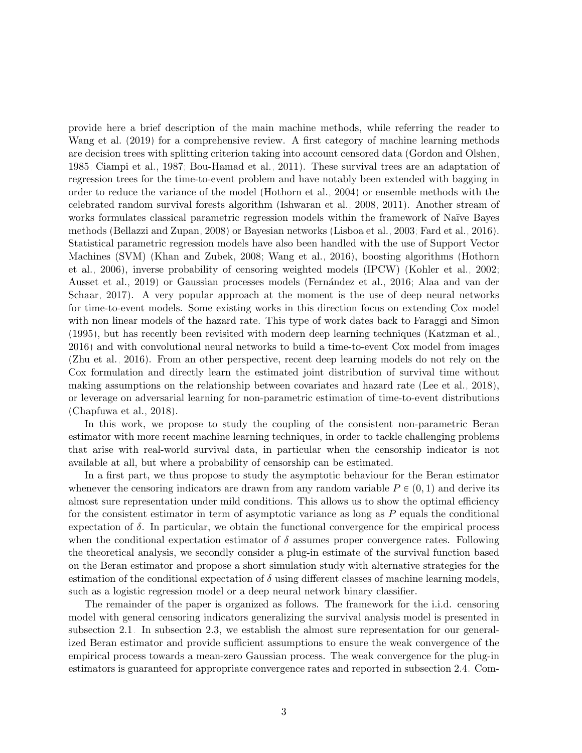provide here a brief description of the main machine methods, while referring the reader to Wang et al. (2019) for a comprehensive review. A first category of machine learning methods are decision trees with splitting criterion taking into account censored data (Gordon and Olshen, 1985; Ciampi et al., 1987; Bou-Hamad et al., 2011). These survival trees are an adaptation of regression trees for the time-to-event problem and have notably been extended with bagging in order to reduce the variance of the model (Hothorn et al., 2004) or ensemble methods with the celebrated random survival forests algorithm (Ishwaran et al., 2008, 2011). Another stream of works formulates classical parametric regression models within the framework of Naïve Bayes methods (Bellazzi and Zupan, 2008) or Bayesian networks (Lisboa et al., 2003; Fard et al., 2016). Statistical parametric regression models have also been handled with the use of Support Vector Machines (SVM) (Khan and Zubek, 2008; Wang et al., 2016), boosting algorithms (Hothorn et al., 2006), inverse probability of censoring weighted models (IPCW) (Kohler et al., 2002; Ausset et al., 2019) or Gaussian processes models (Fernández et al., 2016; Alaa and van der Schaar, 2017). A very popular approach at the moment is the use of deep neural networks for time-to-event models. Some existing works in this direction focus on extending Cox model with non linear models of the hazard rate. This type of work dates back to Faraggi and Simon (1995), but has recently been revisited with modern deep learning techniques (Katzman et al., 2016) and with convolutional neural networks to build a time-to-event Cox model from images (Zhu et al., 2016). From an other perspective, recent deep learning models do not rely on the Cox formulation and directly learn the estimated joint distribution of survival time without making assumptions on the relationship between covariates and hazard rate (Lee et al., 2018), or leverage on adversarial learning for non-parametric estimation of time-to-event distributions (Chapfuwa et al., 2018).

In this work, we propose to study the coupling of the consistent non-parametric Beran estimator with more recent machine learning techniques, in order to tackle challenging problems that arise with real-world survival data, in particular when the censorship indicator is not available at all, but where a probability of censorship can be estimated.

In a first part, we thus propose to study the asymptotic behaviour for the Beran estimator whenever the censoring indicators are drawn from any random variable $P \in (0,1)$ and derive its almost sure representation under mild conditions. This allows us to show the optimal efficiency for the consistent estimator in term of asymptotic variance as long as $P$ equals the conditional expectation of $\delta$. In particular, we obtain the functional convergence for the empirical process when the conditional expectation estimator of $\delta$ assumes proper convergence rates. Following the theoretical analysis, we secondly consider a plug-in estimate of the survival function based on the Beran estimator and propose a short simulation study with alternative strategies for the estimation of the conditional expectation of $\delta$ using different classes of machine learning models, such as a logistic regression model or a deep neural network binary classifier.

The remainder of the paper is organized as follows. The framework for the i.i.d. censoring model with general censoring indicators generalizing the survival analysis model is presented in subsection 2.1. In subsection 2.3, we establish the almost sure representation for our generalized Beran estimator and provide sufficient assumptions to ensure the weak convergence of the empirical process towards a mean-zero Gaussian process. The weak convergence for the plug-in estimators is guaranteed for appropriate convergence rates and reported in subsection 2.4. Com-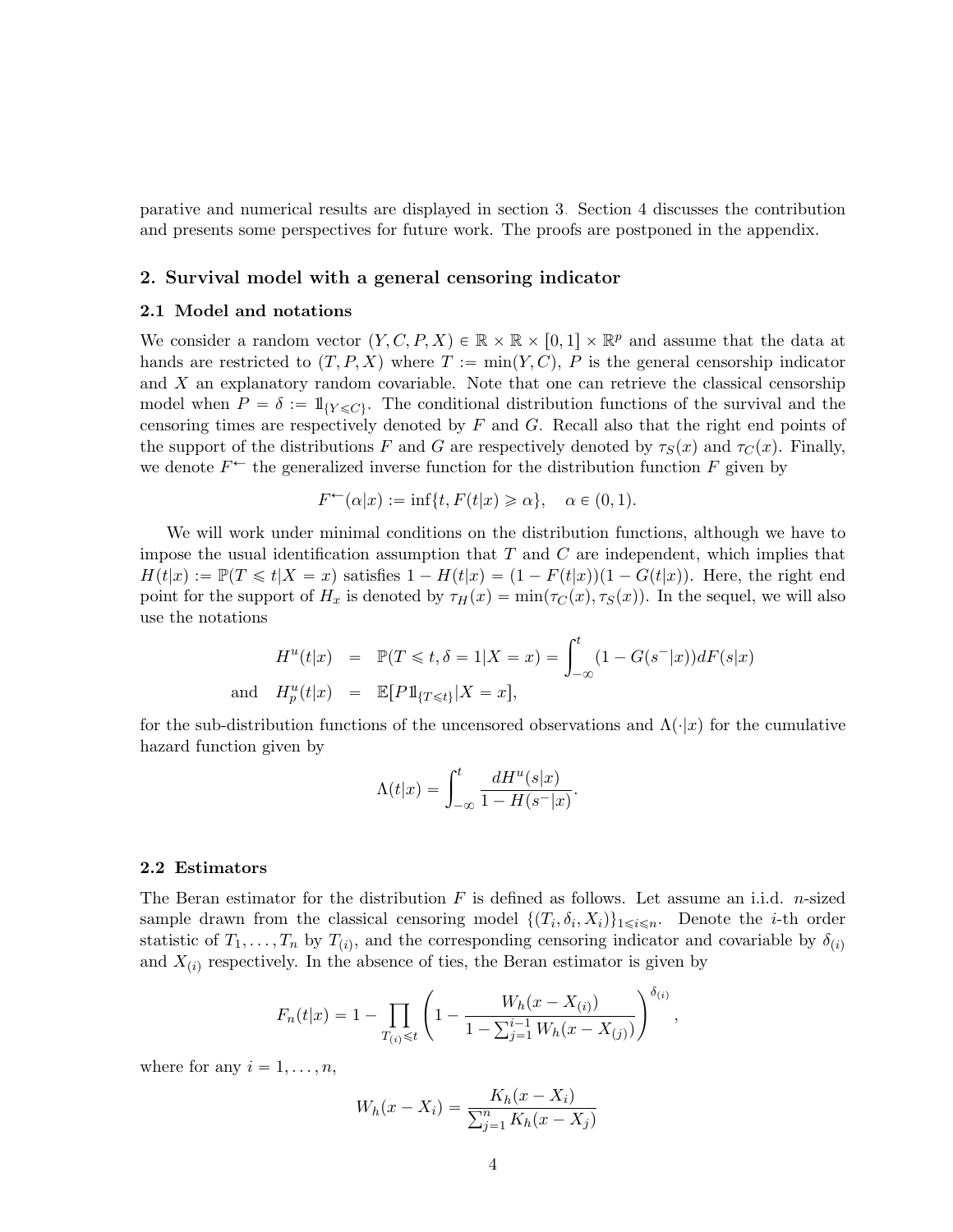parative and numerical results are displayed in section 3. Section 4 discusses the contribution and presents some perspectives for future work. The proofs are postponed in the appendix.

## 2. Survival model with a general censoring indicator

### 2.1 Model and notations

We consider a random vector $(Y, C, P, X) \in \mathbb{R} \times \mathbb{R} \times [0,1] \times \mathbb{R}^p$ and assume that the data at hands are restricted to $(T, P, X)$ where $T := \min(Y, C)$, $P$ is the general censorship indicator and $X$ an explanatory random covariable. Note that one can retrieve the classical censorship model when $P = \delta := \mathbb{1}_{\{Y \leqslant C\}}$. The conditional distribution functions of the survival and the censoring times are respectively denoted by $F$ and $G$. Recall also that the right end points of the support of the distributions $F$ and $G$ are respectively denoted by $\tau_S(x)$ and $\tau_C(x)$. Finally, we denote $F^{\leftarrow}$ the generalized inverse function for the distribution function $F$ given by

$$F^{\leftarrow}(\alpha|x) := \inf\{t, F(t|x) \geqslant \alpha\}, \quad \alpha \in (0,1).$$

We will work under minimal conditions on the distribution functions, although we have to impose the usual identification assumption that $T$ and $C$ are independent, which implies that $H(t|x) := \mathbb{P}(T \leqslant t | X = x)$ satisfies $1 - H(t|x) = (1 - F(t|x))(1 - G(t|x))$. Here, the right end point for the support of $H_x$ is denoted by $\tau_H(x) = \min(\tau_C(x), \tau_S(x))$. In the sequel, we will also use the notations

$$\begin{aligned} H^u(t|x) &= \mathbb{P}(T \leqslant t, \delta = 1 | X = x) = \int_{-\infty}^{t} (1 - G(s^-|x)) dF(s|x) \\ \text{and} \quad H_p^u(t|x) &= \mathbb{E}[P \mathbb{1}_{\{T \leqslant t\}} | X = x], \end{aligned}$$

for the sub-distribution functions of the uncensored observations and $\Lambda(\cdot|x)$ for the cumulative hazard function given by

$$\Lambda(t|x) = \int_{-\infty}^{t} \frac{dH^u(s|x)}{1 - H(s^-|x)}.$$

### 2.2 Estimators

The Beran estimator for the distribution $F$ is defined as follows. Let assume an i.i.d. $n$-sized sample drawn from the classical censoring model $\{(T_i, \delta_i, X_i)\}_{1 \leqslant i \leqslant n}$. Denote the $i$-th order statistic of $T_1, \ldots, T_n$ by $T_{(i)}$, and the corresponding censoring indicator and covariable by $\delta_{(i)}$ and $X_{(i)}$ respectively. In the absence of ties, the Beran estimator is given by

$$F_n(t|x) = 1 - \prod_{T_{(i)} \leqslant t} \left( 1 - \frac{W_h(x - X_{(i)})}{1 - \sum_{j=1}^{i-1} W_h(x - X_{(j)})} \right)^{\delta_{(i)}},$$

where for any $i = 1, \ldots, n$,

$$W_h(x - X_i) = \frac{K_h(x - X_i)}{\sum_{j=1}^{n} K_h(x - X_j)}$$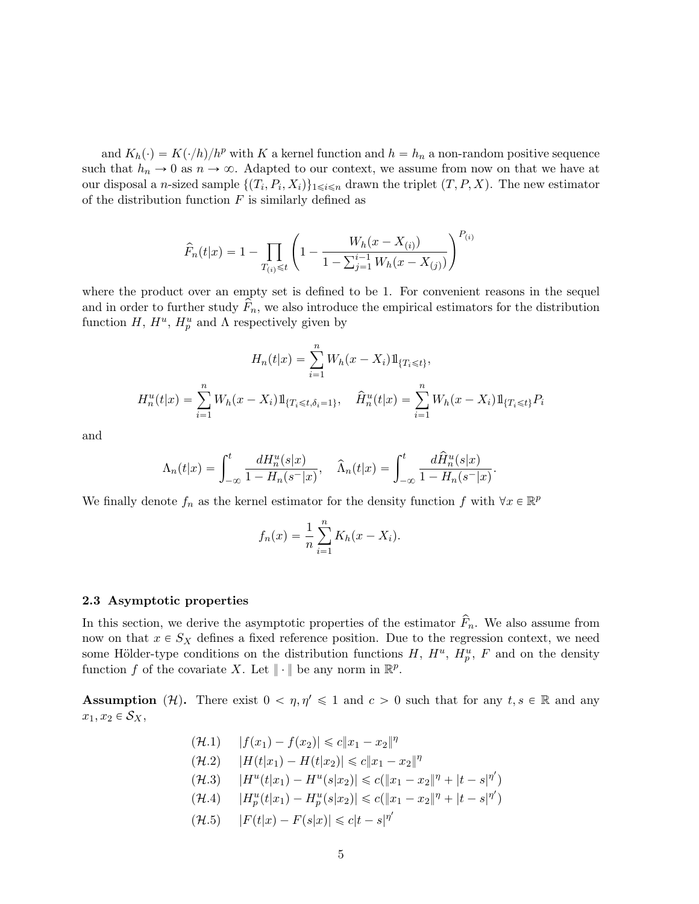and $K_h(\cdot) = K(\cdot/h)/h^p$ with $K$ a kernel function and $h = h_n$ a non-random positive sequence such that $h_n \to 0$ as $n \to \infty$. Adapted to our context, we assume from now on that we have at our disposal a $n$-sized sample $\{(T_i, P_i, X_i)\}_{1 \leqslant i \leqslant n}$ drawn the triplet $(T, P, X)$. The new estimator of the distribution function $F$ is similarly defined as

$$\widehat{F}_n(t|x) = 1 - \prod_{T_{(i)} \leqslant t} \left(1 - \frac{W_h(x - X_{(i)})}{1 - \sum_{j=1}^{i-1} W_h(x - X_{(j)})}\right)^{P_{(i)}}$$

where the product over an empty set is defined to be 1. For convenient reasons in the sequel and in order to further study $\widehat{F}_n$, we also introduce the empirical estimators for the distribution function $H$, $H^u$, $H^u_p$ and $\Lambda$ respectively given by

$$H_n(t|x) = \sum_{i=1}^{n} W_h(x - X_i) \mathbb{1}_{\{T_i \leqslant t\}},$$

$$H^u_n(t|x) = \sum_{i=1}^{n} W_h(x - X_i) \mathbb{1}_{\{T_i \leqslant t, \delta_i = 1\}}, \quad \widehat{H}^u_n(t|x) = \sum_{i=1}^{n} W_h(x - X_i) \mathbb{1}_{\{T_i \leqslant t\}} P_i$$

and

$$\Lambda_n(t|x) = \int_{-\infty}^{t} \frac{dH^u_n(s|x)}{1 - H_n(s^-|x)}, \quad \widehat{\Lambda}_n(t|x) = \int_{-\infty}^{t} \frac{d\widehat{H}^u_n(s|x)}{1 - H_n(s^-|x)}.$$

We finally denote $f_n$ as the kernel estimator for the density function $f$ with $\forall x \in \mathbb{R}^p$

$$f_n(x) = \frac{1}{n} \sum_{i=1}^{n} K_h(x - X_i).$$

### 2.3 Asymptotic properties

In this section, we derive the asymptotic properties of the estimator $\widehat{F}_n$. We also assume from now on that $x \in S_X$ defines a fixed reference position. Due to the regression context, we need some Hölder-type conditions on the distribution functions $H$, $H^u$, $H^u_p$, $F$ and on the density function $f$ of the covariate $X$. Let $\|\cdot\|$ be any norm in $\mathbb{R}^p$.

**Assumption** $(\mathcal{H})$**.** There exist $0 < \eta, \eta' \leqslant 1$ and $c > 0$ such that for any $t, s \in \mathbb{R}$ and any $x_1, x_2 \in \mathcal{S}_X$,

$(\mathcal{H}.1)$ $\quad |f(x_1) - f(x_2)| \leqslant c\|x_1 - x_2\|^{\eta}$

$(\mathcal{H}.2)$ $\quad |H(t|x_1) - H(t|x_2)| \leqslant c\|x_1 - x_2\|^{\eta}$

$(\mathcal{H}.3)$ $\quad |H^u(t|x_1) - H^u(s|x_2)| \leqslant c(\|x_1 - x_2\|^{\eta} + |t - s|^{\eta'})$

$(\mathcal{H}.4)$ $\quad |H^u_p(t|x_1) - H^u_p(s|x_2)| \leqslant c(\|x_1 - x_2\|^{\eta} + |t - s|^{\eta'})$

$(\mathcal{H}.5)$ $\quad |F(t|x) - F(s|x)| \leqslant c|t - s|^{\eta'}$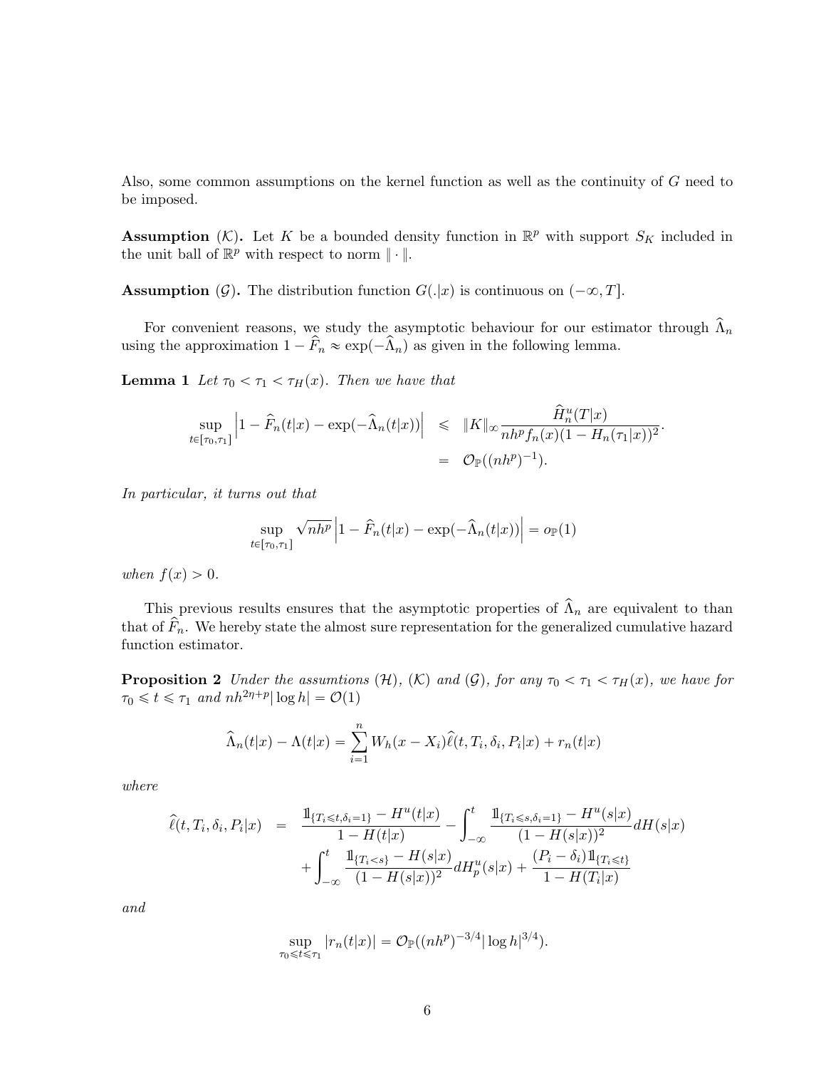Also, some common assumptions on the kernel function as well as the continuity of $G$ need to be imposed.

**Assumption** ($\mathcal{K}$)**.** Let $K$ be a bounded density function in $\mathbb{R}^p$ with support $S_K$ included in the unit ball of $\mathbb{R}^p$ with respect to norm $\|\cdot\|$.

**Assumption** ($\mathcal{G}$)**.** The distribution function $G(.|x)$ is continuous on $(-\infty, T]$.

For convenient reasons, we study the asymptotic behaviour for our estimator through $\widehat{\Lambda}_n$ using the approximation $1 - \widehat{F}_n \approx \exp(-\widehat{\Lambda}_n)$ as given in the following lemma.

**Lemma 1** *Let $\tau_0 < \tau_1 < \tau_H(x)$. Then we have that*

$$
\begin{aligned}
\sup_{t \in [\tau_0, \tau_1]} \left| 1 - \widehat{F}_n(t|x) - \exp(-\widehat{\Lambda}_n(t|x)) \right| &\leqslant \|K\|_\infty \frac{\widehat{H}_n^u(T|x)}{nh^p f_n(x)(1 - H_n(\tau_1|x))^2}. \\
&= \mathcal{O}_{\mathbb{P}}((nh^p)^{-1}).
\end{aligned}
$$

*In particular, it turns out that*

$$
\sup_{t \in [\tau_0, \tau_1]} \sqrt{nh^p} \left| 1 - \widehat{F}_n(t|x) - \exp(-\widehat{\Lambda}_n(t|x)) \right| = o_{\mathbb{P}}(1)
$$

*when $f(x) > 0$.*

This previous results ensures that the asymptotic properties of $\widehat{\Lambda}_n$ are equivalent to than that of $\widehat{F}_n$. We hereby state the almost sure representation for the generalized cumulative hazard function estimator.

**Proposition 2** *Under the assumtions ($\mathcal{H}$), ($\mathcal{K}$) and ($\mathcal{G}$), for any $\tau_0 < \tau_1 < \tau_H(x)$, we have for $\tau_0 \leqslant t \leqslant \tau_1$ and $nh^{2\eta+p}|\log h| = \mathcal{O}(1)$*

$$
\widehat{\Lambda}_n(t|x) - \Lambda(t|x) = \sum_{i=1}^n W_h(x - X_i)\widehat{\ell}(t, T_i, \delta_i, P_i|x) + r_n(t|x)
$$

*where*

$$
\begin{aligned}
\widehat{\ell}(t, T_i, \delta_i, P_i|x) &= \frac{\mathbb{1}_{\{T_i \leqslant t, \delta_i = 1\}} - H^u(t|x)}{1 - H(t|x)} - \int_{-\infty}^t \frac{\mathbb{1}_{\{T_i \leqslant s, \delta_i = 1\}} - H^u(s|x)}{(1 - H(s|x))^2} dH(s|x) \\
&\quad + \int_{-\infty}^t \frac{\mathbb{1}_{\{T_i < s\}} - H(s|x)}{(1 - H(s|x))^2} dH_p^u(s|x) + \frac{(P_i - \delta_i)\mathbb{1}_{\{T_i \leqslant t\}}}{1 - H(T_i|x)}
\end{aligned}
$$

*and*

$$
\sup_{\tau_0 \leqslant t \leqslant \tau_1} |r_n(t|x)| = \mathcal{O}_{\mathbb{P}}((nh^p)^{-3/4}|\log h|^{3/4}).
$$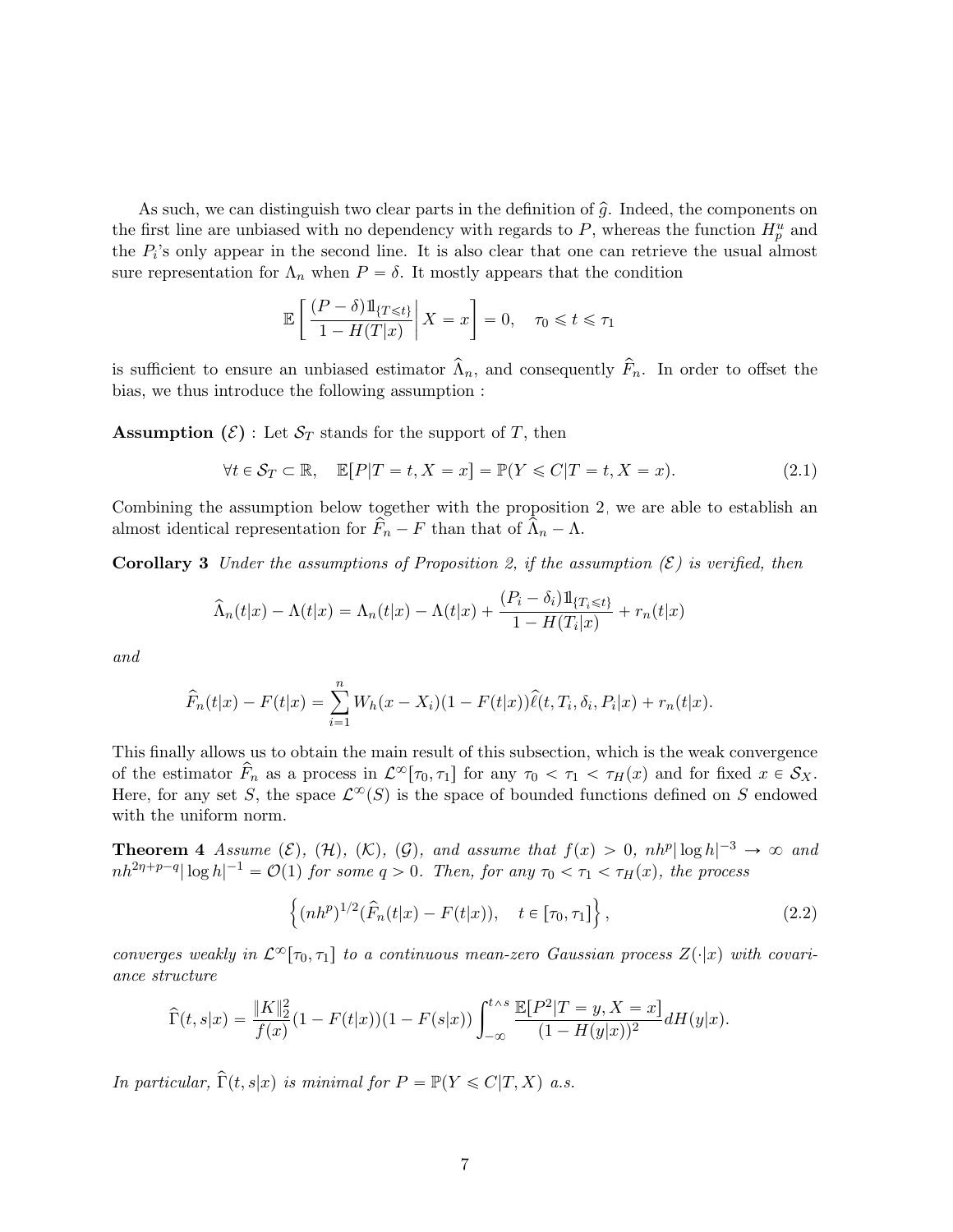As such, we can distinguish two clear parts in the definition of $\widehat{g}$. Indeed, the components on the first line are unbiased with no dependency with regards to $P$, whereas the function $H_p^u$ and the $P_i$'s only appear in the second line. It is also clear that one can retrieve the usual almost sure representation for $\Lambda_n$ when $P = \delta$. It mostly appears that the condition

$$\mathbb{E}\left[ \frac{(P-\delta)\mathbb{1}_{\{T \leqslant t\}}}{1 - H(T|x)} \middle| X = x \right] = 0, \quad \tau_0 \leqslant t \leqslant \tau_1$$

is sufficient to ensure an unbiased estimator $\widehat{\Lambda}_n$, and consequently $\widehat{F}_n$. In order to offset the bias, we thus introduce the following assumption :

**Assumption $(\mathcal{E})$** : Let $\mathcal{S}_T$ stands for the support of $T$, then

$$\forall t \in \mathcal{S}_T \subset \mathbb{R}, \quad \mathbb{E}[P|T = t, X = x] = \mathbb{P}(Y \leqslant C|T = t, X = x). \tag{2.1}$$

Combining the assumption below together with the proposition 2, we are able to establish an almost identical representation for $\widehat{F}_n - F$ than that of $\widehat{\Lambda}_n - \Lambda$.

**Corollary 3** *Under the assumptions of Proposition 2, if the assumption $(\mathcal{E})$ is verified, then*

$$\widehat{\Lambda}_n(t|x) - \Lambda(t|x) = \Lambda_n(t|x) - \Lambda(t|x) + \frac{(P_i - \delta_i)\mathbb{1}_{\{T_i \leqslant t\}}}{1 - H(T_i|x)} + r_n(t|x)$$

*and*

$$\widehat{F}_n(t|x) - F(t|x) = \sum_{i=1}^{n} W_h(x - X_i)(1 - F(t|x))\widehat{\ell}(t, T_i, \delta_i, P_i|x) + r_n(t|x).$$

This finally allows us to obtain the main result of this subsection, which is the weak convergence of the estimator $\widehat{F}_n$ as a process in $\mathcal{L}^\infty[\tau_0, \tau_1]$ for any $\tau_0 < \tau_1 < \tau_H(x)$ and for fixed $x \in \mathcal{S}_X$. Here, for any set $S$, the space $\mathcal{L}^\infty(S)$ is the space of bounded functions defined on $S$ endowed with the uniform norm.

**Theorem 4** *Assume $(\mathcal{E})$, $(\mathcal{H})$, $(\mathcal{K})$, $(\mathcal{G})$, and assume that $f(x) > 0$, $nh^p|\log h|^{-3} \to \infty$ and $nh^{2\eta+p-q}|\log h|^{-1} = \mathcal{O}(1)$ for some $q > 0$. Then, for any $\tau_0 < \tau_1 < \tau_H(x)$, the process*

$$\left\{ (nh^p)^{1/2}(\widehat{F}_n(t|x) - F(t|x)), \quad t \in [\tau_0, \tau_1] \right\}, \tag{2.2}$$

*converges weakly in $\mathcal{L}^\infty[\tau_0, \tau_1]$ to a continuous mean-zero Gaussian process $Z(\cdot|x)$ with covariance structure*

$$\widehat{\Gamma}(t, s|x) = \frac{\|K\|_2^2}{f(x)}(1 - F(t|x))(1 - F(s|x)) \int_{-\infty}^{t \wedge s} \frac{\mathbb{E}[P^2|T = y, X = x]}{(1 - H(y|x))^2} dH(y|x).$$

*In particular, $\widehat{\Gamma}(t, s|x)$ is minimal for $P = \mathbb{P}(Y \leqslant C|T, X)$ a.s.*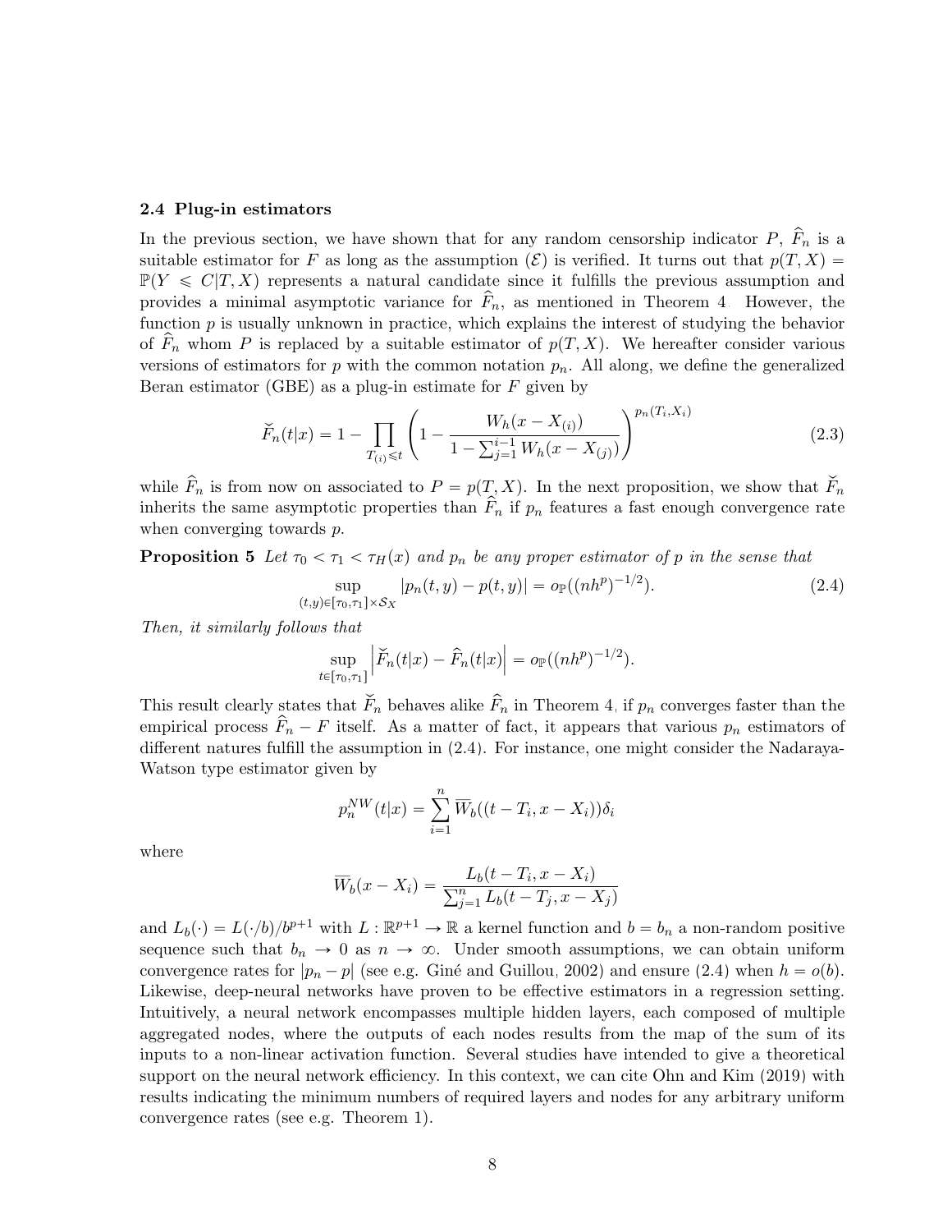### 2.4 Plug-in estimators

In the previous section, we have shown that for any random censorship indicator $P$, $\widehat{F}_n$ is a suitable estimator for $F$ as long as the assumption $(\mathcal{E})$ is verified. It turns out that $p(T,X) = \mathbb{P}(Y \leqslant C|T,X)$ represents a natural candidate since it fulfills the previous assumption and provides a minimal asymptotic variance for $\widehat{F}_n$, as mentioned in Theorem 4. However, the function $p$ is usually unknown in practice, which explains the interest of studying the behavior of $\widehat{F}_n$ whom $P$ is replaced by a suitable estimator of $p(T,X)$. We hereafter consider various versions of estimators for $p$ with the common notation $p_n$. All along, we define the generalized Beran estimator (GBE) as a plug-in estimate for $F$ given by

$$\breve{F}_n(t|x) = 1 - \prod_{T_{(i)} \leqslant t} \left(1 - \frac{W_h(x - X_{(i)})}{1 - \sum_{j=1}^{i-1} W_h(x - X_{(j)})}\right)^{p_n(T_i, X_i)} \tag{2.3}$$

while $\widehat{F}_n$ is from now on associated to $P = p(T,X)$. In the next proposition, we show that $\breve{F}_n$ inherits the same asymptotic properties than $\widehat{F}_n$ if $p_n$ features a fast enough convergence rate when converging towards $p$.

**Proposition 5** *Let $\tau_0 < \tau_1 < \tau_H(x)$ and $p_n$ be any proper estimator of $p$ in the sense that*

$$\sup_{(t,y) \in [\tau_0, \tau_1] \times \mathcal{S}_X} |p_n(t,y) - p(t,y)| = o_{\mathbb{P}}((nh^p)^{-1/2}). \tag{2.4}$$

*Then, it similarly follows that*

$$\sup_{t \in [\tau_0, \tau_1]} \left| \breve{F}_n(t|x) - \widehat{F}_n(t|x) \right| = o_{\mathbb{P}}((nh^p)^{-1/2}).$$

This result clearly states that $\breve{F}_n$ behaves alike $\widehat{F}_n$ in Theorem 4, if $p_n$ converges faster than the empirical process $\widehat{F}_n - F$ itself. As a matter of fact, it appears that various $p_n$ estimators of different natures fulfill the assumption in (2.4). For instance, one might consider the Nadaraya-Watson type estimator given by

$$p_n^{NW}(t|x) = \sum_{i=1}^{n} \overline{W}_b((t - T_i, x - X_i))\delta_i$$

where

$$\overline{W}_b(x - X_i) = \frac{L_b(t - T_i, x - X_i)}{\sum_{j=1}^{n} L_b(t - T_j, x - X_j)}$$

and $L_b(\cdot) = L(\cdot/b)/b^{p+1}$ with $L : \mathbb{R}^{p+1} \to \mathbb{R}$ a kernel function and $b = b_n$ a non-random positive sequence such that $b_n \to 0$ as $n \to \infty$. Under smooth assumptions, we can obtain uniform convergence rates for $|p_n - p|$ (see e.g. Giné and Guillou, 2002) and ensure (2.4) when $h = o(b)$. Likewise, deep-neural networks have proven to be effective estimators in a regression setting. Intuitively, a neural network encompasses multiple hidden layers, each composed of multiple aggregated nodes, where the outputs of each nodes results from the map of the sum of its inputs to a non-linear activation function. Several studies have intended to give a theoretical support on the neural network efficiency. In this context, we can cite Ohn and Kim (2019) with results indicating the minimum numbers of required layers and nodes for any arbitrary uniform convergence rates (see e.g. Theorem 1).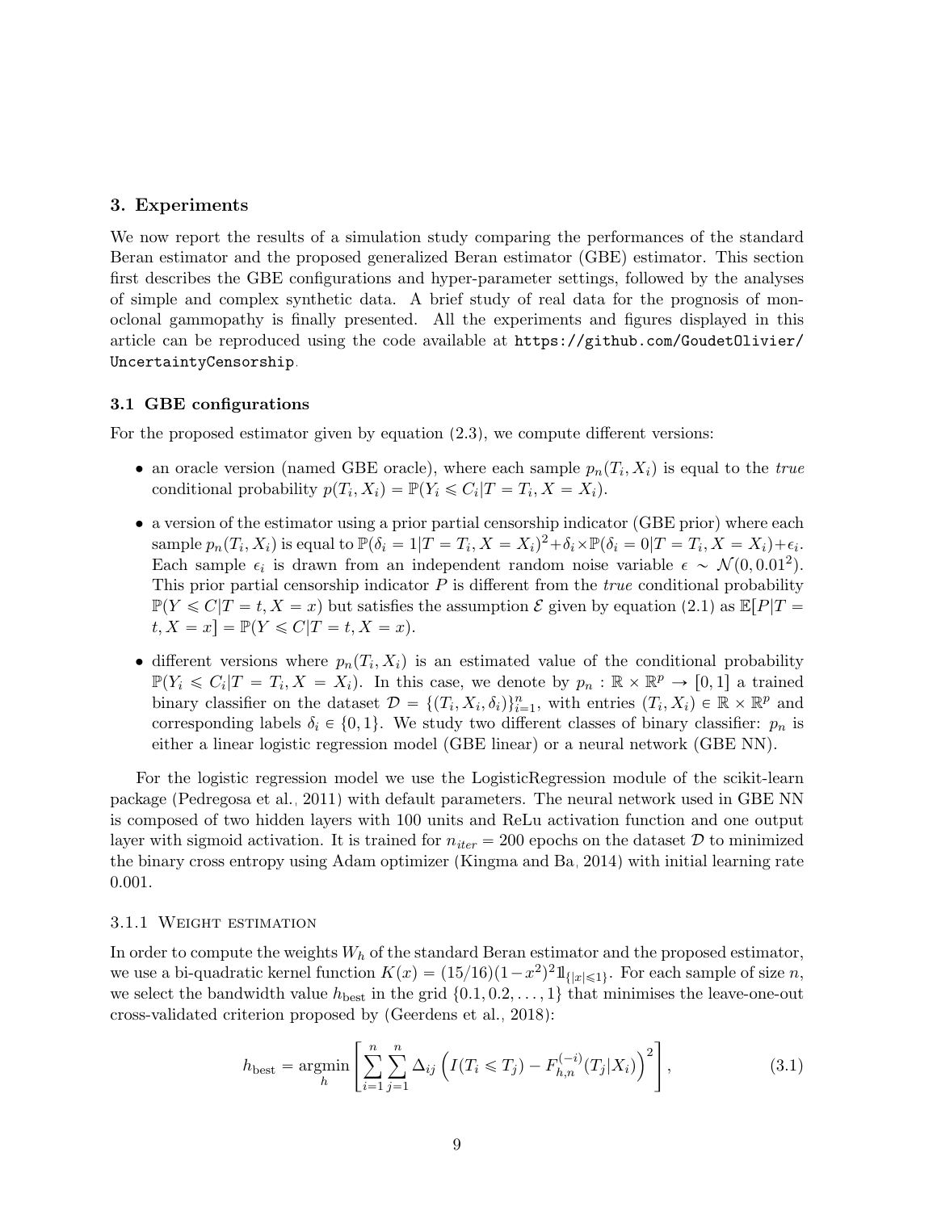## 3. Experiments

We now report the results of a simulation study comparing the performances of the standard Beran estimator and the proposed generalized Beran estimator (GBE) estimator. This section first describes the GBE configurations and hyper-parameter settings, followed by the analyses of simple and complex synthetic data. A brief study of real data for the prognosis of monoclonal gammopathy is finally presented. All the experiments and figures displayed in this article can be reproduced using the code available at `https://github.com/GoudetOlivier/UncertaintyCensorship`.

### 3.1 GBE configurations

For the proposed estimator given by equation (2.3), we compute different versions:

- an oracle version (named GBE oracle), where each sample $p_n(T_i, X_i)$ is equal to the *true* conditional probability $p(T_i, X_i) = \mathbb{P}(Y_i \leqslant C_i | T = T_i, X = X_i)$.
- a version of the estimator using a prior partial censorship indicator (GBE prior) where each sample $p_n(T_i, X_i)$ is equal to $\mathbb{P}(\delta_i = 1 | T = T_i, X = X_i)^2 + \delta_i \times \mathbb{P}(\delta_i = 0 | T = T_i, X = X_i) + \epsilon_i$. Each sample $\epsilon_i$ is drawn from an independent random noise variable $\epsilon \sim \mathcal{N}(0, 0.01^2)$. This prior partial censorship indicator $P$ is different from the *true* conditional probability $\mathbb{P}(Y \leqslant C | T = t, X = x)$ but satisfies the assumption $\mathcal{E}$ given by equation (2.1) as $\mathbb{E}[P | T = t, X = x] = \mathbb{P}(Y \leqslant C | T = t, X = x)$.
- different versions where $p_n(T_i, X_i)$ is an estimated value of the conditional probability $\mathbb{P}(Y_i \leqslant C_i | T = T_i, X = X_i)$. In this case, we denote by $p_n : \mathbb{R} \times \mathbb{R}^p \to [0, 1]$ a trained binary classifier on the dataset $\mathcal{D} = \{(T_i, X_i, \delta_i)\}_{i=1}^n$, with entries $(T_i, X_i) \in \mathbb{R} \times \mathbb{R}^p$ and corresponding labels $\delta_i \in \{0, 1\}$. We study two different classes of binary classifier: $p_n$ is either a linear logistic regression model (GBE linear) or a neural network (GBE NN).

For the logistic regression model we use the LogisticRegression module of the scikit-learn package (Pedregosa et al., 2011) with default parameters. The neural network used in GBE NN is composed of two hidden layers with 100 units and ReLu activation function and one output layer with sigmoid activation. It is trained for $n_{iter} = 200$ epochs on the dataset $\mathcal{D}$ to minimized the binary cross entropy using Adam optimizer (Kingma and Ba, 2014) with initial learning rate 0.001.

#### 3.1.1 Weight estimation

In order to compute the weights $W_h$ of the standard Beran estimator and the proposed estimator, we use a bi-quadratic kernel function $K(x) = (15/16)(1 - x^2)^2 \mathbb{1}_{\{|x| \leqslant 1\}}$. For each sample of size $n$, we select the bandwidth value $h_{\text{best}}$ in the grid $\{0.1, 0.2, \ldots, 1\}$ that minimises the leave-one-out cross-validated criterion proposed by (Geerdens et al., 2018):

$$h_{\text{best}} = \underset{h}{\text{argmin}} \left[ \sum_{i=1}^{n} \sum_{j=1}^{n} \Delta_{ij} \left( I(T_i \leqslant T_j) - F_{h,n}^{(-i)}(T_j | X_i) \right)^2 \right], \tag{3.1}$$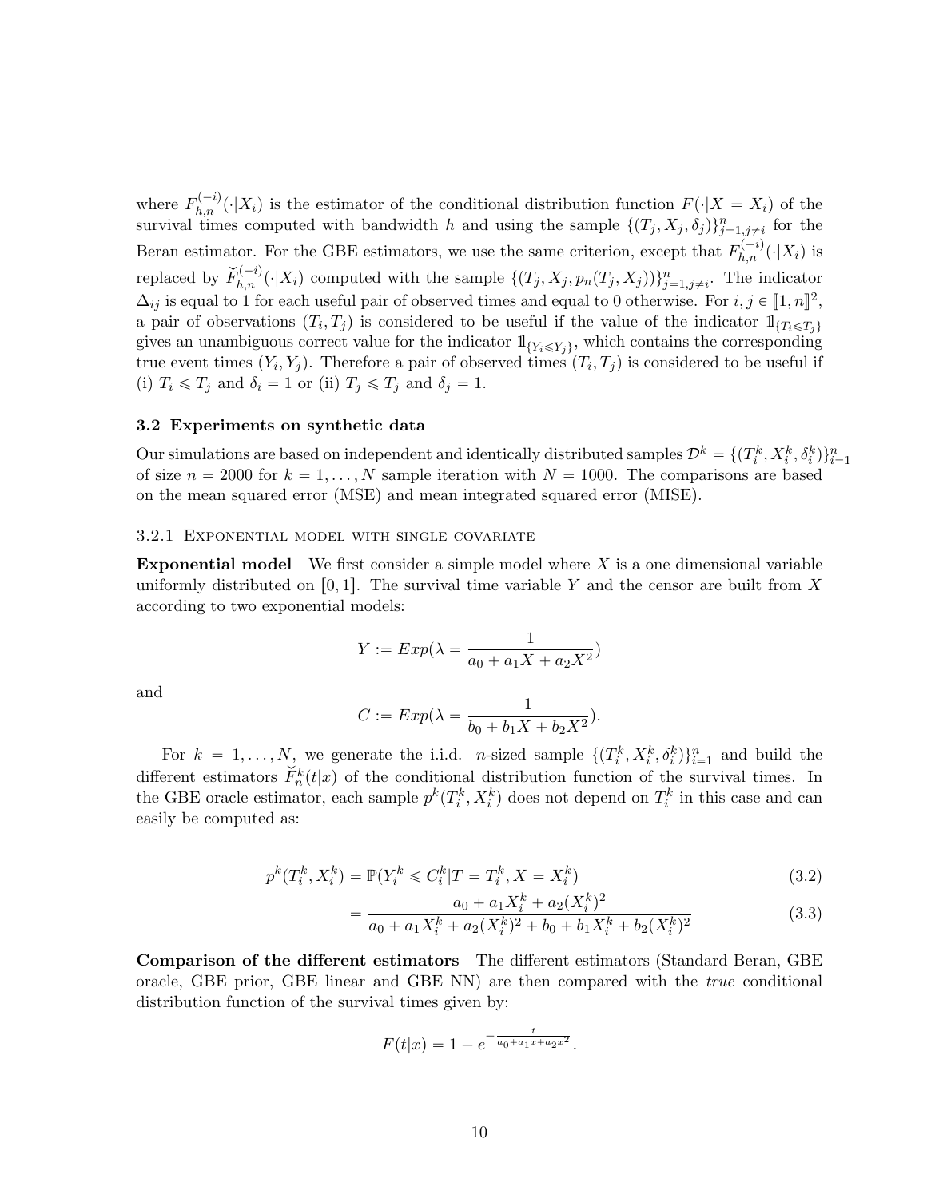where $F_{h,n}^{(-i)}(\cdot|X_i)$ is the estimator of the conditional distribution function $F(\cdot|X = X_i)$ of the survival times computed with bandwidth $h$ and using the sample $\{(T_j, X_j, \delta_j)\}_{j=1, j\neq i}^{n}$ for the Beran estimator. For the GBE estimators, we use the same criterion, except that $F_{h,n}^{(-i)}(\cdot|X_i)$ is replaced by $\breve{F}_{h,n}^{(-i)}(\cdot|X_i)$ computed with the sample $\{(T_j, X_j, p_n(T_j, X_j))\}_{j=1, j\neq i}^{n}$. The indicator $\Delta_{ij}$ is equal to 1 for each useful pair of observed times and equal to 0 otherwise. For $i, j \in [\![1, n]\!]^2$, a pair of observations $(T_i, T_j)$ is considered to be useful if the value of the indicator $\mathbb{1}_{\{T_i \leqslant T_j\}}$ gives an unambiguous correct value for the indicator $\mathbb{1}_{\{Y_i \leqslant Y_j\}}$, which contains the corresponding true event times $(Y_i, Y_j)$. Therefore a pair of observed times $(T_i, T_j)$ is considered to be useful if (i) $T_i \leqslant T_j$ and $\delta_i = 1$ or (ii) $T_j \leqslant T_j$ and $\delta_j = 1$.

### 3.2 Experiments on synthetic data

Our simulations are based on independent and identically distributed samples $\mathcal{D}^k = \{(T_i^k, X_i^k, \delta_i^k)\}_{i=1}^{n}$ of size $n = 2000$ for $k = 1, \ldots, N$ sample iteration with $N = 1000$. The comparisons are based on the mean squared error (MSE) and mean integrated squared error (MISE).

#### 3.2.1 Exponential model with single covariate

**Exponential model** We first consider a simple model where $X$ is a one dimensional variable uniformly distributed on $[0, 1]$. The survival time variable $Y$ and the censor are built from $X$ according to two exponential models:

$$Y := Exp(\lambda = \frac{1}{a_0 + a_1 X + a_2 X^2})$$

and

$$C := Exp(\lambda = \frac{1}{b_0 + b_1 X + b_2 X^2}).$$

For $k = 1, \ldots, N$, we generate the i.i.d. $n$-sized sample $\{(T_i^k, X_i^k, \delta_i^k)\}_{i=1}^{n}$ and build the different estimators $\breve{F}_n^k(t|x)$ of the conditional distribution function of the survival times. In the GBE oracle estimator, each sample $p^k(T_i^k, X_i^k)$ does not depend on $T_i^k$ in this case and can easily be computed as:

$$p^k(T_i^k, X_i^k) = \mathbb{P}(Y_i^k \leqslant C_i^k | T = T_i^k, X = X_i^k) \tag{3.2}$$

$$= \frac{a_0 + a_1 X_i^k + a_2 (X_i^k)^2}{a_0 + a_1 X_i^k + a_2 (X_i^k)^2 + b_0 + b_1 X_i^k + b_2 (X_i^k)^2} \tag{3.3}$$

**Comparison of the different estimators** The different estimators (Standard Beran, GBE oracle, GBE prior, GBE linear and GBE NN) are then compared with the *true* conditional distribution function of the survival times given by:

$$F(t|x) = 1 - e^{-\frac{t}{a_0 + a_1 x + a_2 x^2}}.$$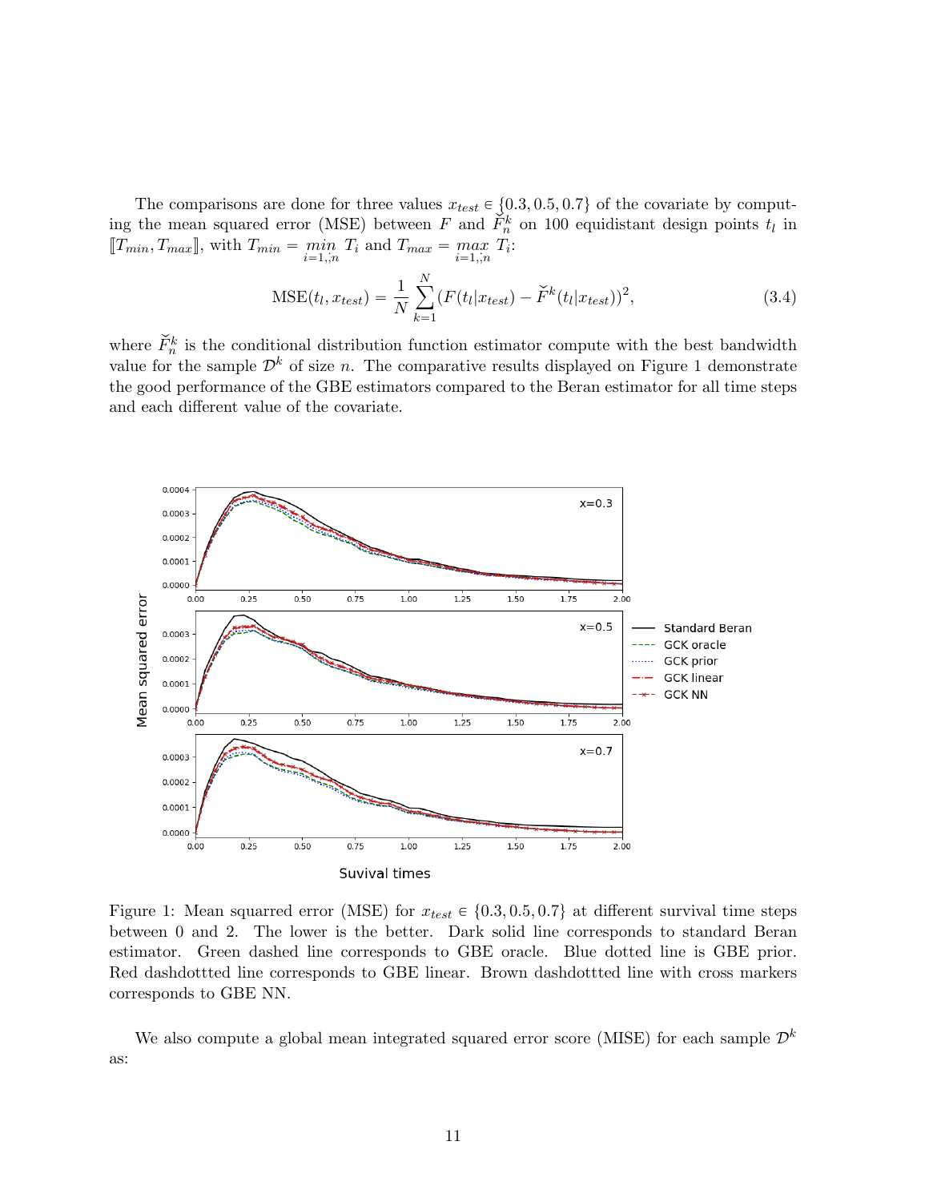The comparisons are done for three values $x_{test} \in \{0.3, 0.5, 0.7\}$ of the covariate by computing the mean squared error (MSE) between $F$ and $\breve{F}_n^k$ on 100 equidistant design points $t_l$ in $[\![T_{min}, T_{max}]\!]$, with $T_{min} = \underset{i=1,,n}{min}\ T_i$ and $T_{max} = \underset{i=1,,n}{max}\ T_i$:

$$\mathrm{MSE}(t_l, x_{test}) = \frac{1}{N}\sum_{k=1}^{N}(F(t_l|x_{test}) - \breve{F}^k(t_l|x_{test}))^2, \tag{3.4}$$

where $\breve{F}_n^k$ is the conditional distribution function estimator compute with the best bandwidth value for the sample $\mathcal{D}^k$ of size $n$. The comparative results displayed on Figure 1 demonstrate the good performance of the GBE estimators compared to the Beran estimator for all time steps and each different value of the covariate.

Figure 1: Mean squarred error (MSE) for $x_{test} \in \{0.3, 0.5, 0.7\}$ at different survival time steps between 0 and 2. The lower is the better. Dark solid line corresponds to standard Beran estimator. Green dashed line corresponds to GBE oracle. Blue dotted line is GBE prior. Red dashdottted line corresponds to GBE linear. Brown dashdottted line with cross markers corresponds to GBE NN.

We also compute a global mean integrated squared error score (MISE) for each sample $\mathcal{D}^k$ as: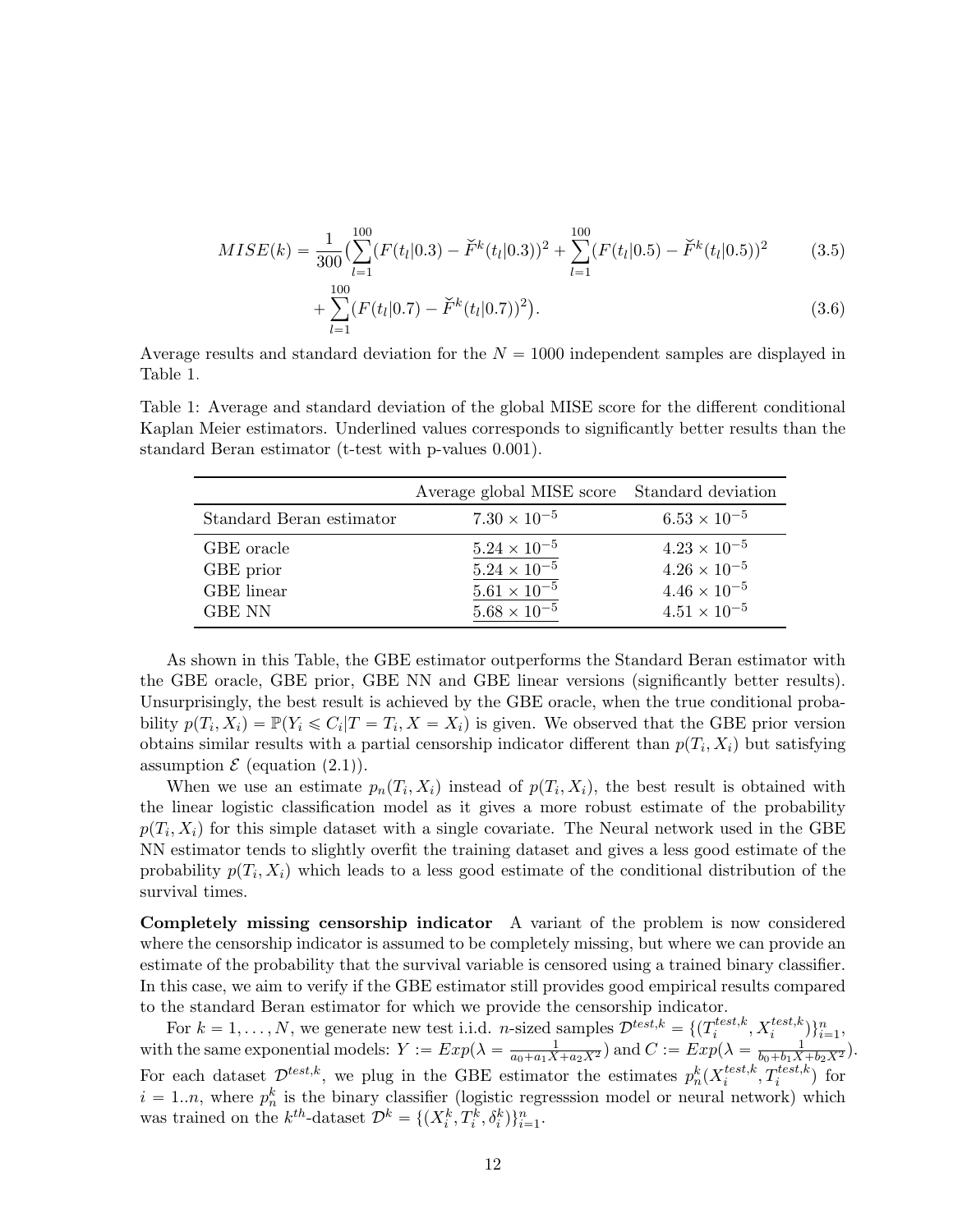$$MISE(k) = \frac{1}{300}\Big(\sum_{l=1}^{100}(F(t_l|0.3) - \breve{F}^k(t_l|0.3))^2 + \sum_{l=1}^{100}(F(t_l|0.5) - \breve{F}^k(t_l|0.5))^2 \tag{3.5}$$

$$+ \sum_{l=1}^{100}(F(t_l|0.7) - \breve{F}^k(t_l|0.7))^2\Big). \tag{3.6}$$

Average results and standard deviation for the $N = 1000$ independent samples are displayed in Table 1.

Table 1: Average and standard deviation of the global MISE score for the different conditional Kaplan Meier estimators. Underlined values corresponds to significantly better results than the standard Beran estimator (t-test with p-values 0.001).

| | Average global MISE score | Standard deviation |
|---|---|---|
| Standard Beran estimator | $7.30 \times 10^{-5}$ | $6.53 \times 10^{-5}$ |
| GBE oracle | $\underline{5.24 \times 10^{-5}}$ | $4.23 \times 10^{-5}$ |
| GBE prior | $\underline{5.24 \times 10^{-5}}$ | $4.26 \times 10^{-5}$ |
| GBE linear | $\underline{5.61 \times 10^{-5}}$ | $4.46 \times 10^{-5}$ |
| GBE NN | $\underline{5.68 \times 10^{-5}}$ | $4.51 \times 10^{-5}$ |

As shown in this Table, the GBE estimator outperforms the Standard Beran estimator with the GBE oracle, GBE prior, GBE NN and GBE linear versions (significantly better results). Unsurprisingly, the best result is achieved by the GBE oracle, when the true conditional probability $p(T_i, X_i) = \mathbb{P}(Y_i \leqslant C_i | T = T_i, X = X_i)$ is given. We observed that the GBE prior version obtains similar results with a partial censorship indicator different than $p(T_i, X_i)$ but satisfying assumption $\mathcal{E}$ (equation (2.1)).

When we use an estimate $p_n(T_i, X_i)$ instead of $p(T_i, X_i)$, the best result is obtained with the linear logistic classification model as it gives a more robust estimate of the probability $p(T_i, X_i)$ for this simple dataset with a single covariate. The Neural network used in the GBE NN estimator tends to slightly overfit the training dataset and gives a less good estimate of the probability $p(T_i, X_i)$ which leads to a less good estimate of the conditional distribution of the survival times.

**Completely missing censorship indicator** A variant of the problem is now considered where the censorship indicator is assumed to be completely missing, but where we can provide an estimate of the probability that the survival variable is censored using a trained binary classifier. In this case, we aim to verify if the GBE estimator still provides good empirical results compared to the standard Beran estimator for which we provide the censorship indicator.

For $k = 1, \ldots, N$, we generate new test i.i.d. $n$-sized samples $\mathcal{D}^{test,k} = \{(T_i^{test,k}, X_i^{test,k})\}_{i=1}^n$, with the same exponential models: $Y := Exp(\lambda = \frac{1}{a_0 + a_1 X + a_2 X^2})$ and $C := Exp(\lambda = \frac{1}{b_0 + b_1 X + b_2 X^2})$. For each dataset $\mathcal{D}^{test,k}$, we plug in the GBE estimator the estimates $p_n^k(X_i^{test,k}, T_i^{test,k})$ for $i = 1..n$, where $p_n^k$ is the binary classifier (logistic regresssion model or neural network) which was trained on the $k^{th}$-dataset $\mathcal{D}^k = \{(X_i^k, T_i^k, \delta_i^k)\}_{i=1}^n$.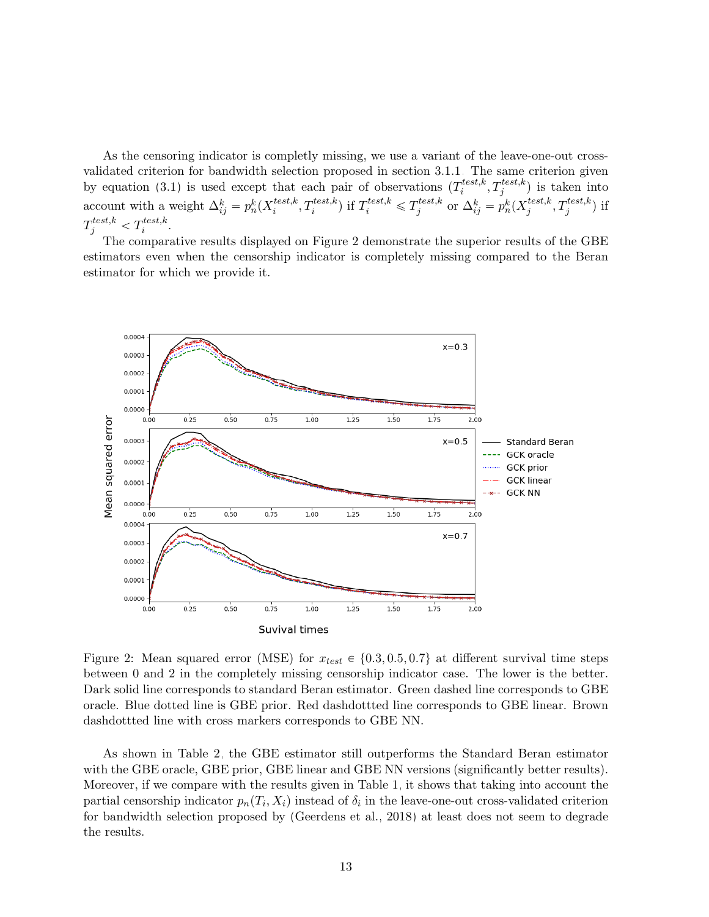As the censoring indicator is completly missing, we use a variant of the leave-one-out cross-validated criterion for bandwidth selection proposed in section 3.1.1. The same criterion given by equation (3.1) is used except that each pair of observations $(T_i^{test,k}, T_j^{test,k})$ is taken into account with a weight $\Delta_{ij}^k = p_n^k(X_i^{test,k}, T_i^{test,k})$ if $T_i^{test,k} \leqslant T_j^{test,k}$ or $\Delta_{ij}^k = p_n^k(X_j^{test,k}, T_j^{test,k})$ if $T_j^{test,k} < T_i^{test,k}$.

The comparative results displayed on Figure 2 demonstrate the superior results of the GBE estimators even when the censorship indicator is completely missing compared to the Beran estimator for which we provide it.

Figure 2: Mean squared error (MSE) for $x_{test} \in \{0.3, 0.5, 0.7\}$ at different survival time steps between 0 and 2 in the completely missing censorship indicator case. The lower is the better. Dark solid line corresponds to standard Beran estimator. Green dashed line corresponds to GBE oracle. Blue dotted line is GBE prior. Red dashdottted line corresponds to GBE linear. Brown dashdottted line with cross markers corresponds to GBE NN.

As shown in Table 2, the GBE estimator still outperforms the Standard Beran estimator with the GBE oracle, GBE prior, GBE linear and GBE NN versions (significantly better results). Moreover, if we compare with the results given in Table 1, it shows that taking into account the partial censorship indicator $p_n(T_i, X_i)$ instead of $\delta_i$ in the leave-one-out cross-validated criterion for bandwidth selection proposed by (Geerdens et al., 2018) at least does not seem to degrade the results.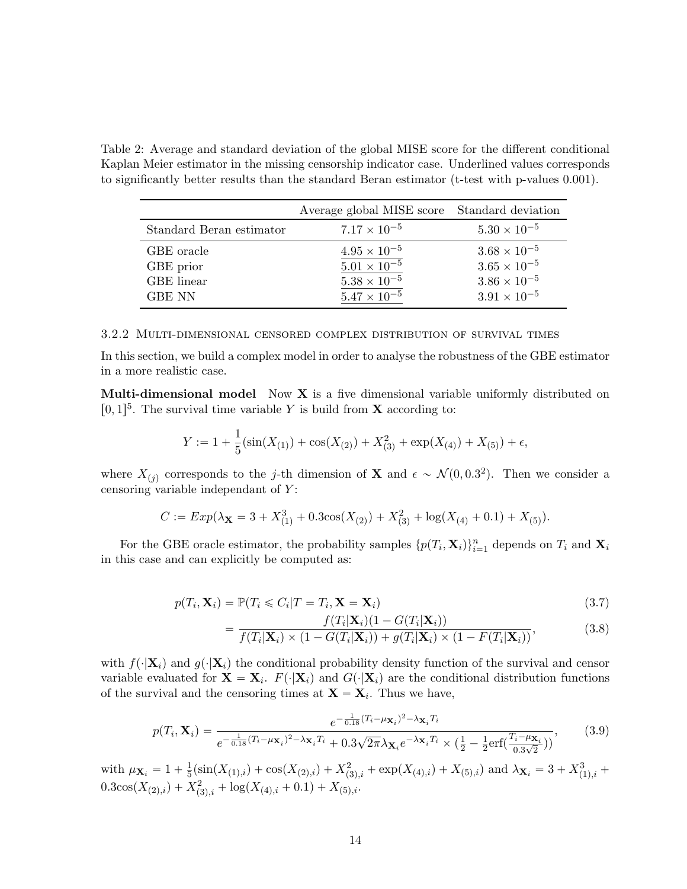Table 2: Average and standard deviation of the global MISE score for the different conditional Kaplan Meier estimator in the missing censorship indicator case. Underlined values corresponds to significantly better results than the standard Beran estimator (t-test with p-values 0.001).

| | Average global MISE score | Standard deviation |
|---|---|---|
| Standard Beran estimator | $7.17 \times 10^{-5}$ | $5.30 \times 10^{-5}$ |
| GBE oracle | $\underline{4.95 \times 10^{-5}}$ | $3.68 \times 10^{-5}$ |
| GBE prior | $\underline{5.01 \times 10^{-5}}$ | $3.65 \times 10^{-5}$ |
| GBE linear | $\underline{5.38 \times 10^{-5}}$ | $3.86 \times 10^{-5}$ |
| GBE NN | $\underline{5.47 \times 10^{-5}}$ | $3.91 \times 10^{-5}$ |

#### 3.2.2 Multi-dimensional censored complex distribution of survival times

In this section, we build a complex model in order to analyse the robustness of the GBE estimator in a more realistic case.

**Multi-dimensional model** Now $\mathbf{X}$ is a five dimensional variable uniformly distributed on $[0,1]^5$. The survival time variable $Y$ is build from $\mathbf{X}$ according to:

$$Y := 1 + \frac{1}{5}(\sin(X_{(1)}) + \cos(X_{(2)}) + X_{(3)}^2 + \exp(X_{(4)}) + X_{(5)}) + \epsilon,$$

where $X_{(j)}$ corresponds to the $j$-th dimension of $\mathbf{X}$ and $\epsilon \sim \mathcal{N}(0, 0.3^2)$. Then we consider a censoring variable independant of $Y$:

$$C := Exp(\lambda_{\mathbf{X}} = 3 + X_{(1)}^3 + 0.3\cos(X_{(2)}) + X_{(3)}^2 + \log(X_{(4)} + 0.1) + X_{(5)}).$$

For the GBE oracle estimator, the probability samples $\{p(T_i, \mathbf{X}_i)\}_{i=1}^n$ depends on $T_i$ and $\mathbf{X}_i$ in this case and can explicitly be computed as:

$$p(T_i, \mathbf{X}_i) = \mathbb{P}(T_i \leqslant C_i | T = T_i, \mathbf{X} = \mathbf{X}_i) \tag{3.7}$$

$$= \frac{f(T_i|\mathbf{X}_i)(1 - G(T_i|\mathbf{X}_i))}{f(T_i|\mathbf{X}_i) \times (1 - G(T_i|\mathbf{X}_i)) + g(T_i|\mathbf{X}_i) \times (1 - F(T_i|\mathbf{X}_i))}, \tag{3.8}$$

with $f(\cdot|\mathbf{X}_i)$ and $g(\cdot|\mathbf{X}_i)$ the conditional probability density function of the survival and censor variable evaluated for $\mathbf{X} = \mathbf{X}_i$. $F(\cdot|\mathbf{X}_i)$ and $G(\cdot|\mathbf{X}_i)$ are the conditional distribution functions of the survival and the censoring times at $\mathbf{X} = \mathbf{X}_i$. Thus we have,

$$p(T_i, \mathbf{X}_i) = \frac{e^{-\frac{1}{0.18}(T_i - \mu_{\mathbf{X}_i})^2 - \lambda_{\mathbf{X}_i} T_i}}{e^{-\frac{1}{0.18}(T_i - \mu_{\mathbf{X}_i})^2 - \lambda_{\mathbf{X}_i} T_i} + 0.3\sqrt{2\pi}\lambda_{\mathbf{X}_i} e^{-\lambda_{\mathbf{X}_i} T_i} \times (\frac{1}{2} - \frac{1}{2}\text{erf}(\frac{T_i - \mu_{\mathbf{X}_i}}{0.3\sqrt{2}}))}, \tag{3.9}$$

with $\mu_{\mathbf{X}_i} = 1 + \frac{1}{5}(\sin(X_{(1),i}) + \cos(X_{(2),i}) + X_{(3),i}^2 + \exp(X_{(4),i}) + X_{(5),i})$ and $\lambda_{\mathbf{X}_i} = 3 + X_{(1),i}^3 + 0.3\cos(X_{(2),i}) + X_{(3),i}^2 + \log(X_{(4),i} + 0.1) + X_{(5),i}$.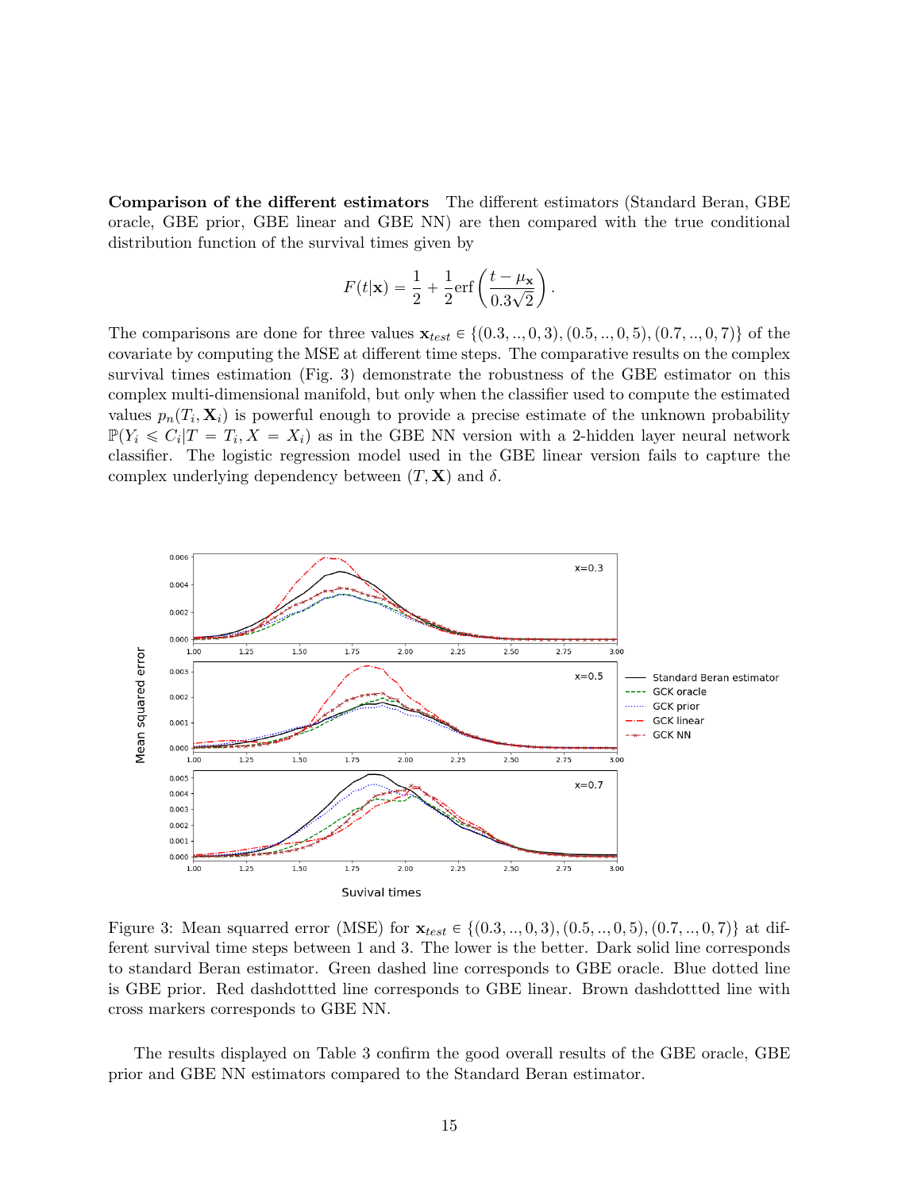**Comparison of the different estimators** The different estimators (Standard Beran, GBE oracle, GBE prior, GBE linear and GBE NN) are then compared with the true conditional distribution function of the survival times given by

$$F(t|\mathbf{x}) = \frac{1}{2} + \frac{1}{2}\text{erf}\left(\frac{t - \mu_{\mathbf{x}}}{0.3\sqrt{2}}\right).$$

The comparisons are done for three values $\mathbf{x}_{test} \in \{(0.3, .., 0, 3), (0.5, .., 0, 5), (0.7, .., 0, 7)\}$ of the covariate by computing the MSE at different time steps. The comparative results on the complex survival times estimation (Fig. 3) demonstrate the robustness of the GBE estimator on this complex multi-dimensional manifold, but only when the classifier used to compute the estimated values $p_n(T_i, \mathbf{X}_i)$ is powerful enough to provide a precise estimate of the unknown probability $\mathbb{P}(Y_i \leqslant C_i | T = T_i, X = X_i)$ as in the GBE NN version with a 2-hidden layer neural network classifier. The logistic regression model used in the GBE linear version fails to capture the complex underlying dependency between $(T, \mathbf{X})$ and $\delta$.

Figure 3: Mean squared error (MSE) for $\mathbf{x}_{test} \in \{(0.3, .., 0, 3), (0.5, .., 0, 5), (0.7, .., 0, 7)\}$ at different survival time steps between 1 and 3. The lower is the better. Dark solid line corresponds to standard Beran estimator. Green dashed line corresponds to GBE oracle. Blue dotted line is GBE prior. Red dashdottted line corresponds to GBE linear. Brown dashdottted line with cross markers corresponds to GBE NN.

The results displayed on Table 3 confirm the good overall results of the GBE oracle, GBE prior and GBE NN estimators compared to the Standard Beran estimator.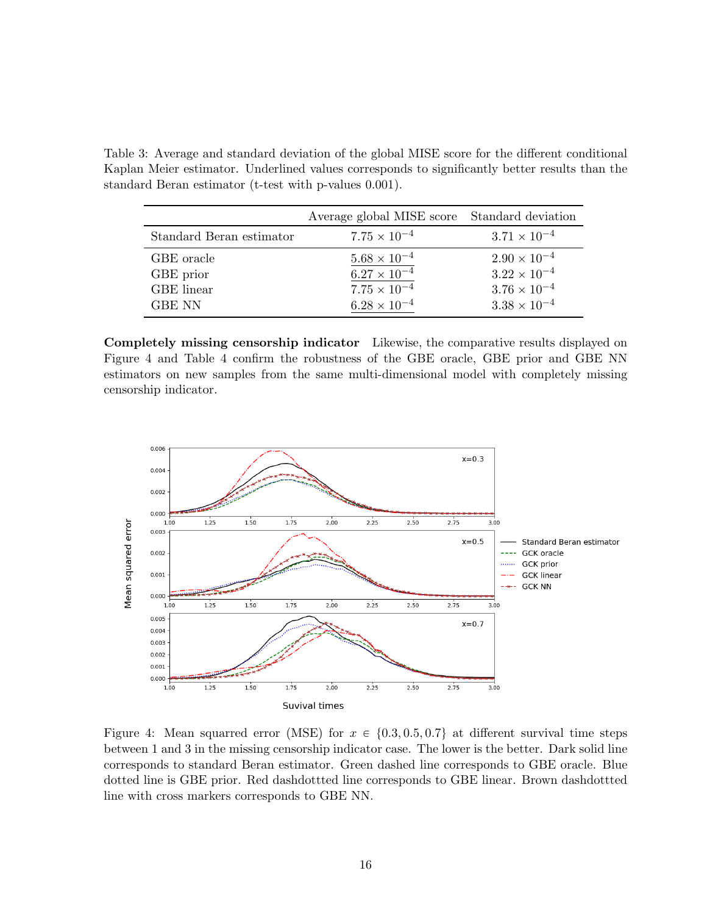Table 3: Average and standard deviation of the global MISE score for the different conditional Kaplan Meier estimator. Underlined values corresponds to significantly better results than the standard Beran estimator (t-test with p-values 0.001).

| | Average global MISE score | Standard deviation |
|---|---|---|
| Standard Beran estimator | $7.75 \times 10^{-4}$ | $3.71 \times 10^{-4}$ |
| GBE oracle | $\underline{5.68 \times 10^{-4}}$ | $2.90 \times 10^{-4}$ |
| GBE prior | $\underline{6.27 \times 10^{-4}}$ | $3.22 \times 10^{-4}$ |
| GBE linear | $\underline{7.75 \times 10^{-4}}$ | $3.76 \times 10^{-4}$ |
| GBE NN | $\underline{6.28 \times 10^{-4}}$ | $3.38 \times 10^{-4}$ |

**Completely missing censorship indicator** Likewise, the comparative results displayed on Figure 4 and Table 4 confirm the robustness of the GBE oracle, GBE prior and GBE NN estimators on new samples from the same multi-dimensional model with completely missing censorship indicator.

Figure 4: Mean squarred error (MSE) for $x \in \{0.3, 0.5, 0.7\}$ at different survival time steps between 1 and 3 in the missing censorship indicator case. The lower is the better. Dark solid line corresponds to standard Beran estimator. Green dashed line corresponds to GBE oracle. Blue dotted line is GBE prior. Red dashdottted line corresponds to GBE linear. Brown dashdottted line with cross markers corresponds to GBE NN.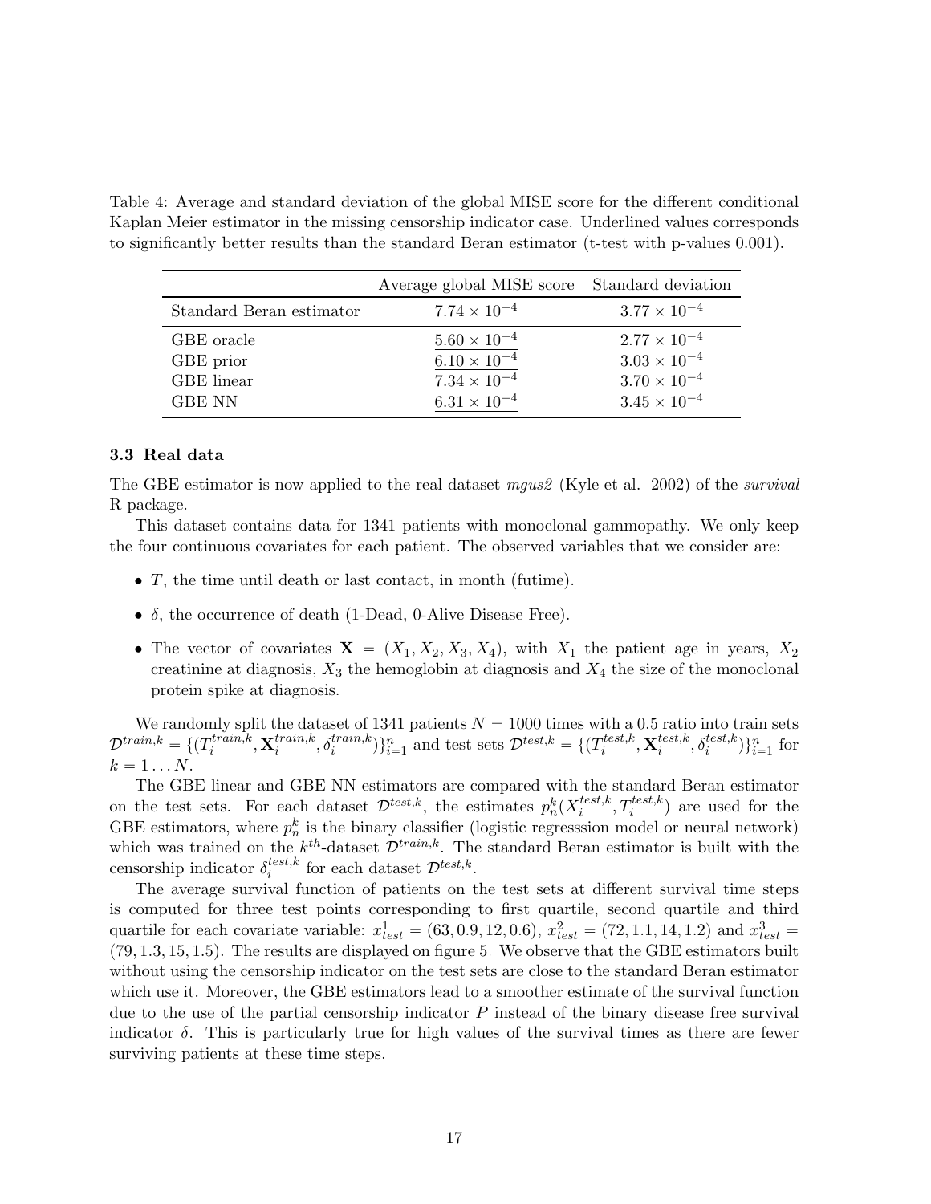Table 4: Average and standard deviation of the global MISE score for the different conditional Kaplan Meier estimator in the missing censorship indicator case. Underlined values corresponds to significantly better results than the standard Beran estimator (t-test with p-values 0.001).

| | Average global MISE score | Standard deviation |
|---|---|---|
| Standard Beran estimator | $7.74 \times 10^{-4}$ | $3.77 \times 10^{-4}$ |
| GBE oracle | $\underline{5.60 \times 10^{-4}}$ | $2.77 \times 10^{-4}$ |
| GBE prior | $\underline{6.10 \times 10^{-4}}$ | $3.03 \times 10^{-4}$ |
| GBE linear | $\underline{7.34 \times 10^{-4}}$ | $3.70 \times 10^{-4}$ |
| GBE NN | $\underline{6.31 \times 10^{-4}}$ | $3.45 \times 10^{-4}$ |

### 3.3 Real data

The GBE estimator is now applied to the real dataset *mgus2* (Kyle et al., 2002) of the *survival* R package.

This dataset contains data for 1341 patients with monoclonal gammopathy. We only keep the four continuous covariates for each patient. The observed variables that we consider are:

- $T$, the time until death or last contact, in month (futime).
- $\delta$, the occurrence of death (1-Dead, 0-Alive Disease Free).
- The vector of covariates $\mathbf{X} = (X_1, X_2, X_3, X_4)$, with $X_1$ the patient age in years, $X_2$ creatinine at diagnosis, $X_3$ the hemoglobin at diagnosis and $X_4$ the size of the monoclonal protein spike at diagnosis.

We randomly split the dataset of 1341 patients $N = 1000$ times with a 0.5 ratio into train sets $\mathcal{D}^{train,k} = \{(T_i^{train,k}, \mathbf{X}_i^{train,k}, \delta_i^{train,k})\}_{i=1}^n$ and test sets $\mathcal{D}^{test,k} = \{(T_i^{test,k}, \mathbf{X}_i^{test,k}, \delta_i^{test,k})\}_{i=1}^n$ for $k = 1 \dots N$.

The GBE linear and GBE NN estimators are compared with the standard Beran estimator on the test sets. For each dataset $\mathcal{D}^{test,k}$, the estimates $p_n^k(X_i^{test,k}, T_i^{test,k})$ are used for the GBE estimators, where $p_n^k$ is the binary classifier (logistic regresssion model or neural network) which was trained on the $k^{th}$-dataset $\mathcal{D}^{train,k}$. The standard Beran estimator is built with the censorship indicator $\delta_i^{test,k}$ for each dataset $\mathcal{D}^{test,k}$.

The average survival function of patients on the test sets at different survival time steps is computed for three test points corresponding to first quartile, second quartile and third quartile for each covariate variable: $x_{test}^1 = (63, 0.9, 12, 0.6)$, $x_{test}^2 = (72, 1.1, 14, 1.2)$ and $x_{test}^3 = (79, 1.3, 15, 1.5)$. The results are displayed on figure 5. We observe that the GBE estimators built without using the censorship indicator on the test sets are close to the standard Beran estimator which use it. Moreover, the GBE estimators lead to a smoother estimate of the survival function due to the use of the partial censorship indicator $P$ instead of the binary disease free survival indicator $\delta$. This is particularly true for high values of the survival times as there are fewer surviving patients at these time steps.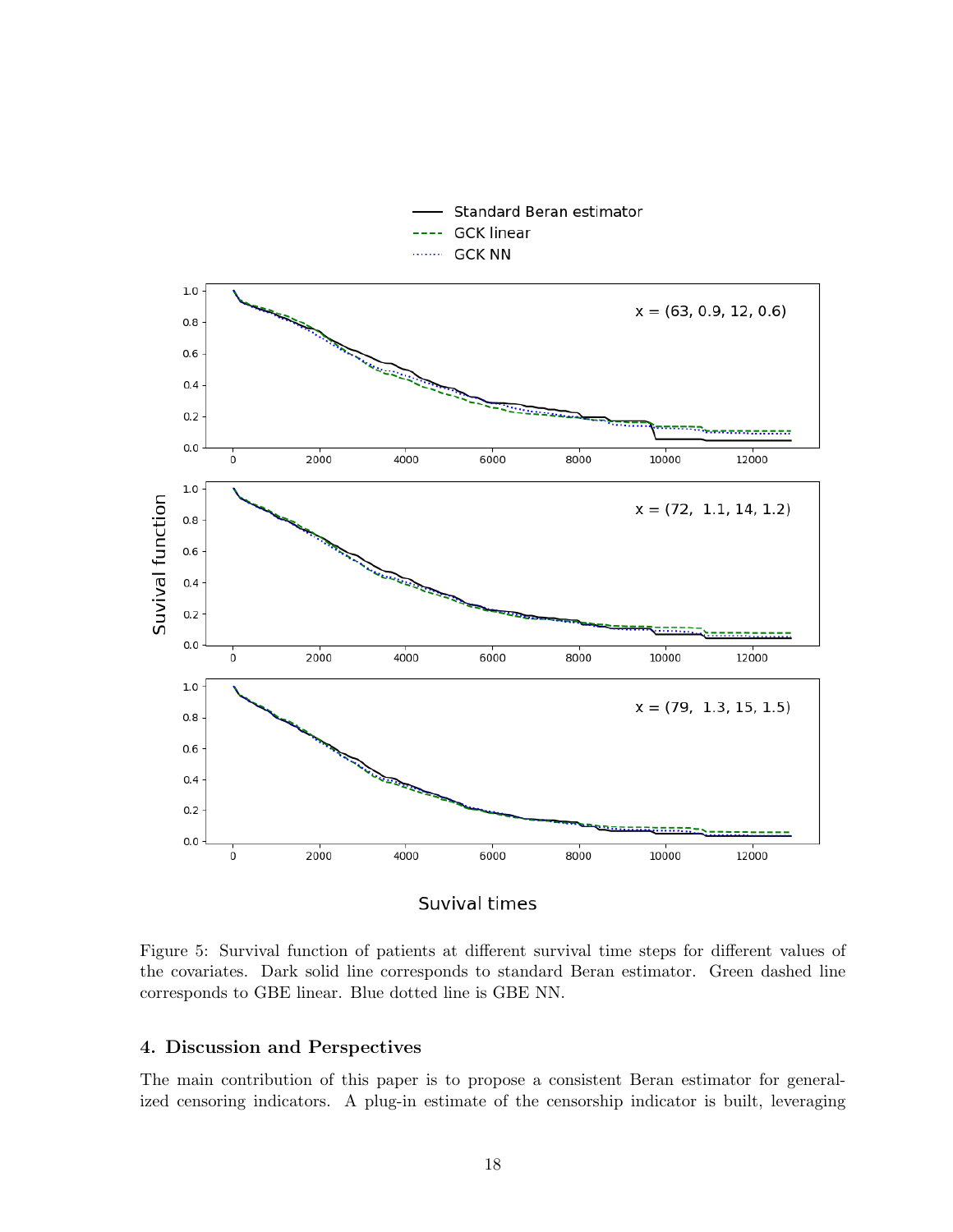Figure 5: Survival function of patients at different survival time steps for different values of the covariates. Dark solid line corresponds to standard Beran estimator. Green dashed line corresponds to GBE linear. Blue dotted line is GBE NN.

## 4. Discussion and Perspectives

The main contribution of this paper is to propose a consistent Beran estimator for generalized censoring indicators. A plug-in estimate of the censorship indicator is built, leveraging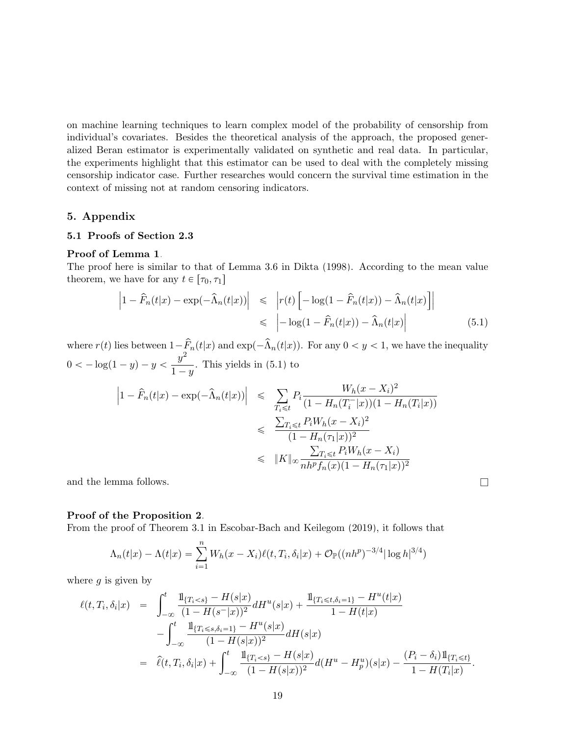on machine learning techniques to learn complex model of the probability of censorship from individual's covariates. Besides the theoretical analysis of the approach, the proposed generalized Beran estimator is experimentally validated on synthetic and real data. In particular, the experiments highlight that this estimator can be used to deal with the completely missing censorship indicator case. Further researches would concern the survival time estimation in the context of missing not at random censoring indicators.

## 5. Appendix

### 5.1 Proofs of Section 2.3

**Proof of Lemma 1**.

The proof here is similar to that of Lemma 3.6 in Dikta (1998). According to the mean value theorem, we have for any $t \in [\tau_0, \tau_1]$

$$
\begin{aligned}
\left|1 - \widehat{F}_n(t|x) - \exp(-\widehat{\Lambda}_n(t|x))\right| &\leqslant \left|r(t)\left[-\log(1 - \widehat{F}_n(t|x)) - \widehat{\Lambda}_n(t|x)\right]\right| \\
&\leqslant \left|-\log(1 - \widehat{F}_n(t|x)) - \widehat{\Lambda}_n(t|x)\right| \qquad (5.1)
\end{aligned}
$$

where $r(t)$ lies between $1-\widehat{F}_n(t|x)$ and $\exp(-\widehat{\Lambda}_n(t|x))$. For any $0 < y < 1$, we have the inequality $0 < -\log(1-y) - y < \dfrac{y^2}{1-y}$. This yields in (5.1) to

$$
\begin{aligned}
\left|1 - \widehat{F}_n(t|x) - \exp(-\widehat{\Lambda}_n(t|x))\right| &\leqslant \sum_{T_i \leqslant t} P_i \frac{W_h(x - X_i)^2}{(1 - H_n(T_i^-|x))(1 - H_n(T_i|x))} \\
&\leqslant \frac{\sum_{T_i \leqslant t} P_i W_h(x - X_i)^2}{(1 - H_n(\tau_1|x))^2} \\
&\leqslant \|K\|_\infty \frac{\sum_{T_i \leqslant t} P_i W_h(x - X_i)}{nh^p f_n(x)(1 - H_n(\tau_1|x))^2}
\end{aligned}
$$

and the lemma follows. $\square$

**Proof of the Proposition 2**.

From the proof of Theorem 3.1 in Escobar-Bach and Keilegom (2019), it follows that

$$
\Lambda_n(t|x) - \Lambda(t|x) = \sum_{i=1}^{n} W_h(x - X_i)\ell(t, T_i, \delta_i|x) + \mathcal{O}_{\mathbb{P}}((nh^p)^{-3/4}|\log h|^{3/4})
$$

where $g$ is given by

$$
\begin{aligned}
\ell(t, T_i, \delta_i|x) &= \int_{-\infty}^{t} \frac{1\!\!1_{\{T_i < s\}} - H(s|x)}{(1 - H(s^-|x))^2} dH^u(s|x) + \frac{1\!\!1_{\{T_i \leqslant t, \delta_i = 1\}} - H^u(t|x)}{1 - H(t|x)} \\
&\quad - \int_{-\infty}^{t} \frac{1\!\!1_{\{T_i \leqslant s, \delta_i = 1\}} - H^u(s|x)}{(1 - H(s|x))^2} dH(s|x) \\
&= \widehat{\ell}(t, T_i, \delta_i|x) + \int_{-\infty}^{t} \frac{1\!\!1_{\{T_i < s\}} - H(s|x)}{(1 - H(s|x))^2} d(H^u - H_p^u)(s|x) - \frac{(P_i - \delta_i)1\!\!1_{\{T_i \leqslant t\}}}{1 - H(T_i|x)}.
\end{aligned}
$$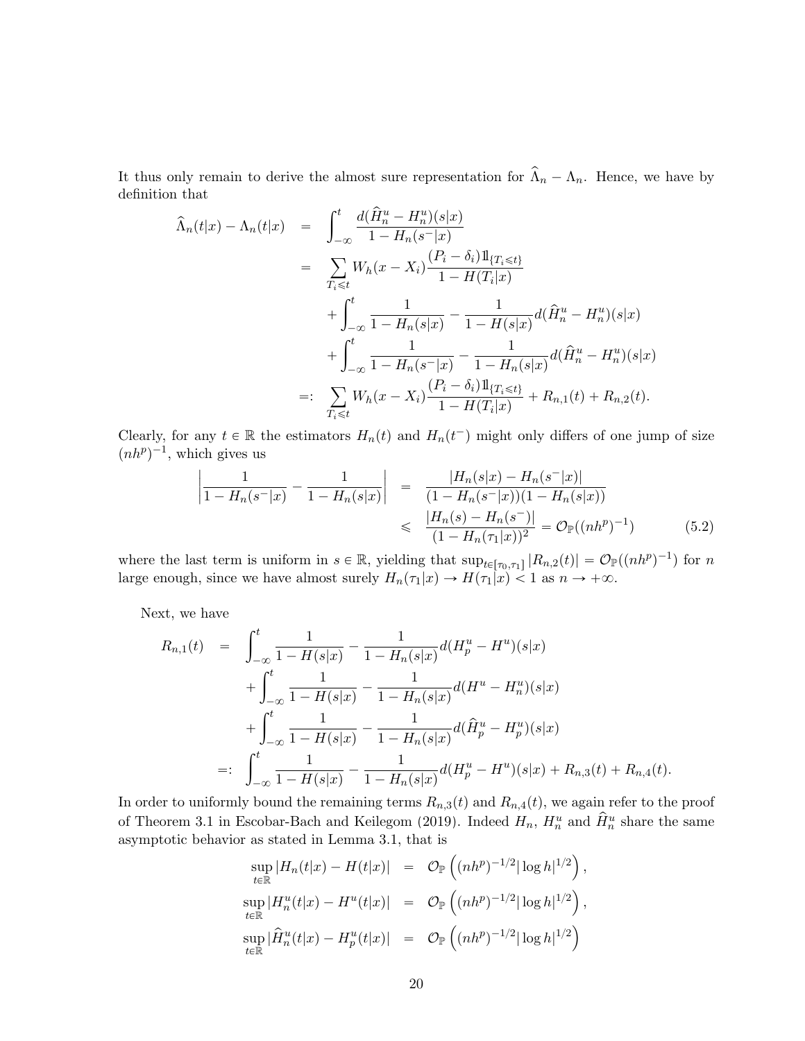It thus only remain to derive the almost sure representation for $\widehat{\Lambda}_n - \Lambda_n$. Hence, we have by definition that

$$
\begin{aligned}
\widehat{\Lambda}_n(t|x) - \Lambda_n(t|x) &= \int_{-\infty}^{t} \frac{d(\widehat{H}_n^u - H_n^u)(s|x)}{1 - H_n(s^-|x)} \\
&= \sum_{T_i \leqslant t} W_h(x - X_i) \frac{(P_i - \delta_i)\mathbb{1}_{\{T_i \leqslant t\}}}{1 - H(T_i|x)} \\
&\quad + \int_{-\infty}^{t} \frac{1}{1 - H_n(s|x)} - \frac{1}{1 - H(s|x)} d(\widehat{H}_n^u - H_n^u)(s|x) \\
&\quad + \int_{-\infty}^{t} \frac{1}{1 - H_n(s^-|x)} - \frac{1}{1 - H_n(s|x)} d(\widehat{H}_n^u - H_n^u)(s|x) \\
&=: \sum_{T_i \leqslant t} W_h(x - X_i) \frac{(P_i - \delta_i)\mathbb{1}_{\{T_i \leqslant t\}}}{1 - H(T_i|x)} + R_{n,1}(t) + R_{n,2}(t).
\end{aligned}
$$

Clearly, for any $t \in \mathbb{R}$ the estimators $H_n(t)$ and $H_n(t^-)$ might only differs of one jump of size $(nh^p)^{-1}$, which gives us

$$
\begin{aligned}
\left| \frac{1}{1 - H_n(s^-|x)} - \frac{1}{1 - H_n(s|x)} \right| &= \frac{|H_n(s|x) - H_n(s^-|x)|}{(1 - H_n(s^-|x))(1 - H_n(s|x))} \\
&\leqslant \frac{|H_n(s) - H_n(s^-)|}{(1 - H_n(\tau_1|x))^2} = \mathcal{O}_{\mathbb{P}}((nh^p)^{-1}) \qquad (5.2)
\end{aligned}
$$

where the last term is uniform in $s \in \mathbb{R}$, yielding that $\sup_{t \in [\tau_0, \tau_1]} |R_{n,2}(t)| = \mathcal{O}_{\mathbb{P}}((nh^p)^{-1})$ for $n$ large enough, since we have almost surely $H_n(\tau_1|x) \to H(\tau_1|x) < 1$ as $n \to +\infty$.

Next, we have

$$
\begin{aligned}
R_{n,1}(t) &= \int_{-\infty}^{t} \frac{1}{1 - H(s|x)} - \frac{1}{1 - H_n(s|x)} d(H_p^u - H^u)(s|x) \\
&\quad + \int_{-\infty}^{t} \frac{1}{1 - H(s|x)} - \frac{1}{1 - H_n(s|x)} d(H^u - H_n^u)(s|x) \\
&\quad + \int_{-\infty}^{t} \frac{1}{1 - H(s|x)} - \frac{1}{1 - H_n(s|x)} d(\widehat{H}_p^u - H_p^u)(s|x) \\
&=: \int_{-\infty}^{t} \frac{1}{1 - H(s|x)} - \frac{1}{1 - H_n(s|x)} d(H_p^u - H^u)(s|x) + R_{n,3}(t) + R_{n,4}(t).
\end{aligned}
$$

In order to uniformly bound the remaining terms $R_{n,3}(t)$ and $R_{n,4}(t)$, we again refer to the proof of Theorem 3.1 in Escobar-Bach and Keilegom (2019). Indeed $H_n$, $H_n^u$ and $\widehat{H}_n^u$ share the same asymptotic behavior as stated in Lemma 3.1, that is

$$
\begin{aligned}
\sup_{t \in \mathbb{R}} |H_n(t|x) - H(t|x)| &= \mathcal{O}_{\mathbb{P}}\left((nh^p)^{-1/2} |\log h|^{1/2}\right), \\
\sup_{t \in \mathbb{R}} |H_n^u(t|x) - H^u(t|x)| &= \mathcal{O}_{\mathbb{P}}\left((nh^p)^{-1/2} |\log h|^{1/2}\right), \\
\sup_{t \in \mathbb{R}} |\widehat{H}_n^u(t|x) - H_p^u(t|x)| &= \mathcal{O}_{\mathbb{P}}\left((nh^p)^{-1/2} |\log h|^{1/2}\right)
\end{aligned}
$$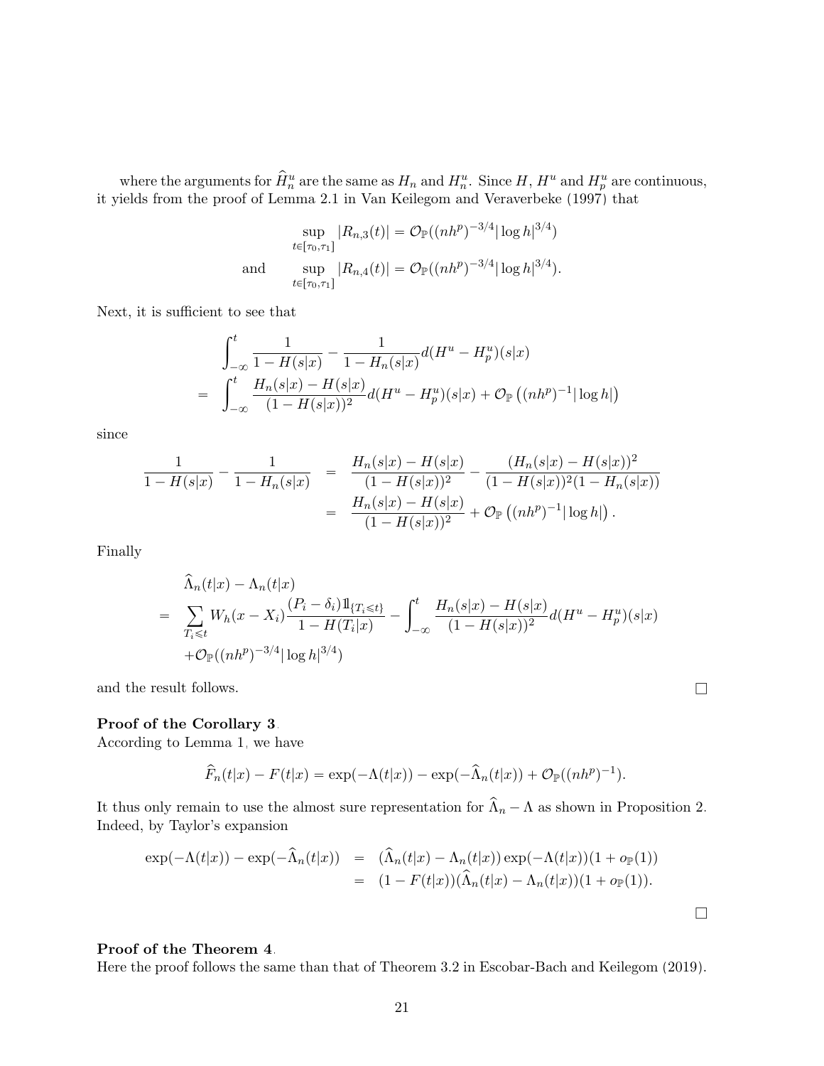where the arguments for $\widehat{H}_n^u$ are the same as $H_n$ and $H_n^u$. Since $H$, $H^u$ and $H_p^u$ are continuous, it yields from the proof of Lemma 2.1 in Van Keilegom and Veraverbeke (1997) that

$$\sup_{t\in[\tau_0,\tau_1]} |R_{n,3}(t)| = \mathcal{O}_{\mathbb{P}}((nh^p)^{-3/4}|\log h|^{3/4})$$

$$\text{and} \qquad \sup_{t\in[\tau_0,\tau_1]} |R_{n,4}(t)| = \mathcal{O}_{\mathbb{P}}((nh^p)^{-3/4}|\log h|^{3/4}).$$

Next, it is sufficient to see that

$$\begin{aligned}
&\int_{-\infty}^t \frac{1}{1-H(s|x)} - \frac{1}{1-H_n(s|x)} d(H^u - H_p^u)(s|x) \\
=\ & \int_{-\infty}^t \frac{H_n(s|x)-H(s|x)}{(1-H(s|x))^2} d(H^u - H_p^u)(s|x) + \mathcal{O}_{\mathbb{P}}\left((nh^p)^{-1}|\log h|\right)
\end{aligned}$$

since

$$\begin{aligned}
\frac{1}{1-H(s|x)} - \frac{1}{1-H_n(s|x)} &= \frac{H_n(s|x)-H(s|x)}{(1-H(s|x))^2} - \frac{(H_n(s|x)-H(s|x))^2}{(1-H(s|x))^2(1-H_n(s|x))} \\
&= \frac{H_n(s|x)-H(s|x)}{(1-H(s|x))^2} + \mathcal{O}_{\mathbb{P}}\left((nh^p)^{-1}|\log h|\right).
\end{aligned}$$

Finally

$$\begin{aligned}
&\widehat{\Lambda}_n(t|x) - \Lambda_n(t|x) \\
=\ & \sum_{T_i\leqslant t} W_h(x-X_i)\frac{(P_i-\delta_i)\mathbb{1}_{\{T_i\leqslant t\}}}{1-H(T_i|x)} - \int_{-\infty}^t \frac{H_n(s|x)-H(s|x)}{(1-H(s|x))^2} d(H^u - H_p^u)(s|x) \\
&+\mathcal{O}_{\mathbb{P}}((nh^p)^{-3/4}|\log h|^{3/4})
\end{aligned}$$

and the result follows. $\square$

**Proof of the Corollary 3**.
According to Lemma 1, we have

$$\widehat{F}_n(t|x) - F(t|x) = \exp(-\Lambda(t|x)) - \exp(-\widehat{\Lambda}_n(t|x)) + \mathcal{O}_{\mathbb{P}}((nh^p)^{-1}).$$

It thus only remain to use the almost sure representation for $\widehat{\Lambda}_n - \Lambda$ as shown in Proposition 2. Indeed, by Taylor's expansion

$$\begin{aligned}
\exp(-\Lambda(t|x)) - \exp(-\widehat{\Lambda}_n(t|x)) &= (\widehat{\Lambda}_n(t|x) - \Lambda_n(t|x))\exp(-\Lambda(t|x))(1+o_{\mathbb{P}}(1)) \\
&= (1-F(t|x))(\widehat{\Lambda}_n(t|x) - \Lambda_n(t|x))(1+o_{\mathbb{P}}(1)).
\end{aligned}$$

$\square$

**Proof of the Theorem 4**.
Here the proof follows the same than that of Theorem 3.2 in Escobar-Bach and Keilegom (2019).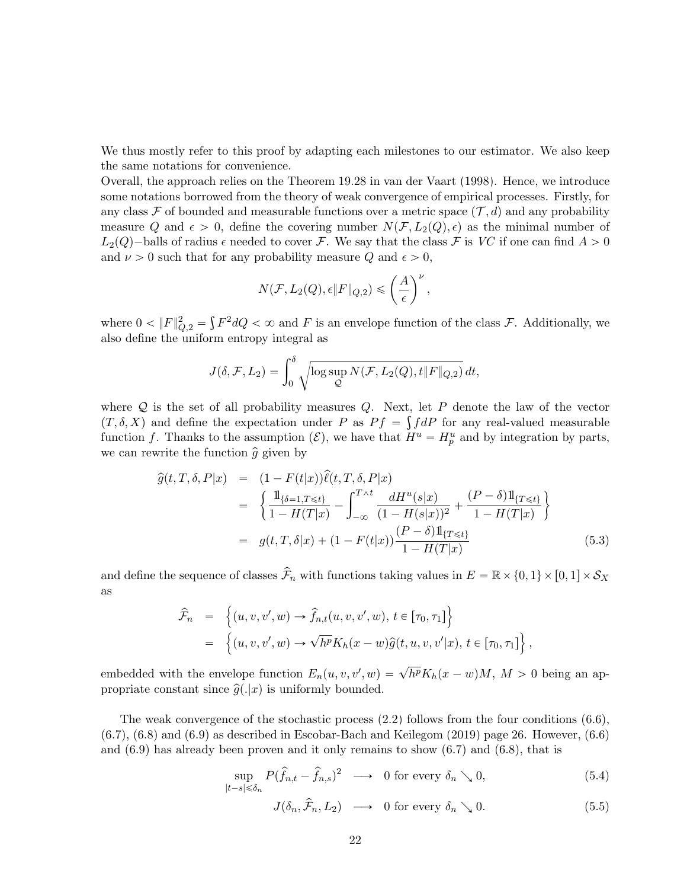We thus mostly refer to this proof by adapting each milestones to our estimator. We also keep the same notations for convenience.
Overall, the approach relies on the Theorem 19.28 in van der Vaart (1998). Hence, we introduce some notations borrowed from the theory of weak convergence of empirical processes. Firstly, for any class $\mathcal{F}$ of bounded and measurable functions over a metric space $(\mathcal{T}, d)$ and any probability measure $Q$ and $\epsilon > 0$, define the covering number $N(\mathcal{F}, L_2(Q), \epsilon)$ as the minimal number of $L_2(Q)-$balls of radius $\epsilon$ needed to cover $\mathcal{F}$. We say that the class $\mathcal{F}$ is $VC$ if one can find $A > 0$ and $\nu > 0$ such that for any probability measure $Q$ and $\epsilon > 0$,

$$N(\mathcal{F}, L_2(Q), \epsilon \|F\|_{Q,2}) \leqslant \left(\frac{A}{\epsilon}\right)^{\nu},$$

where $0 < \|F\|_{Q,2}^2 = \int F^2 dQ < \infty$ and $F$ is an envelope function of the class $\mathcal{F}$. Additionally, we also define the uniform entropy integral as

$$J(\delta, \mathcal{F}, L_2) = \int_0^{\delta} \sqrt{\log \sup_{\mathcal{Q}} N(\mathcal{F}, L_2(Q), t\|F\|_{Q,2})}\, dt,$$

where $\mathcal{Q}$ is the set of all probability measures $Q$. Next, let $P$ denote the law of the vector $(T, \delta, X)$ and define the expectation under $P$ as $Pf = \int f dP$ for any real-valued measurable function $f$. Thanks to the assumption $(\mathcal{E})$, we have that $H^u = H_p^u$ and by integration by parts, we can rewrite the function $\widehat{g}$ given by

$$\begin{aligned}
\widehat{g}(t, T, \delta, P|x) &= (1 - F(t|x))\widehat{\ell}(t, T, \delta, P|x) \\
&= \left\{ \frac{\mathbb{1}_{\{\delta=1, T\leqslant t\}}}{1 - H(T|x)} - \int_{-\infty}^{T\wedge t} \frac{dH^u(s|x)}{(1 - H(s|x))^2} + \frac{(P - \delta)\mathbb{1}_{\{T\leqslant t\}}}{1 - H(T|x)} \right\} \\
&= g(t, T, \delta|x) + (1 - F(t|x))\frac{(P - \delta)\mathbb{1}_{\{T\leqslant t\}}}{1 - H(T|x)}
\end{aligned} \tag{5.3}$$

and define the sequence of classes $\widehat{\mathcal{F}}_n$ with functions taking values in $E = \mathbb{R} \times \{0, 1\} \times [0, 1] \times \mathcal{S}_X$ as

$$\begin{aligned}
\widehat{\mathcal{F}}_n &= \left\{ (u, v, v', w) \to \widehat{f}_{n,t}(u, v, v', w),\, t \in [\tau_0, \tau_1] \right\} \\
&= \left\{ (u, v, v', w) \to \sqrt{h^p} K_h(x - w)\widehat{g}(t, u, v, v'|x),\, t \in [\tau_0, \tau_1] \right\},
\end{aligned}$$

embedded with the envelope function $E_n(u, v, v', w) = \sqrt{h^p} K_h(x - w)M$, $M > 0$ being an appropriate constant since $\widehat{g}(.|x)$ is uniformly bounded.

The weak convergence of the stochastic process (2.2) follows from the four conditions (6.6), (6.7), (6.8) and (6.9) as described in Escobar-Bach and Keilegom (2019) page 26. However, (6.6) and (6.9) has already been proven and it only remains to show (6.7) and (6.8), that is

$$\sup_{|t-s|\leqslant\delta_n} P(\widehat{f}_{n,t} - \widehat{f}_{n,s})^2 \longrightarrow 0 \text{ for every } \delta_n \searrow 0, \tag{5.4}$$

$$J(\delta_n, \widehat{\mathcal{F}}_n, L_2) \longrightarrow 0 \text{ for every } \delta_n \searrow 0. \tag{5.5}$$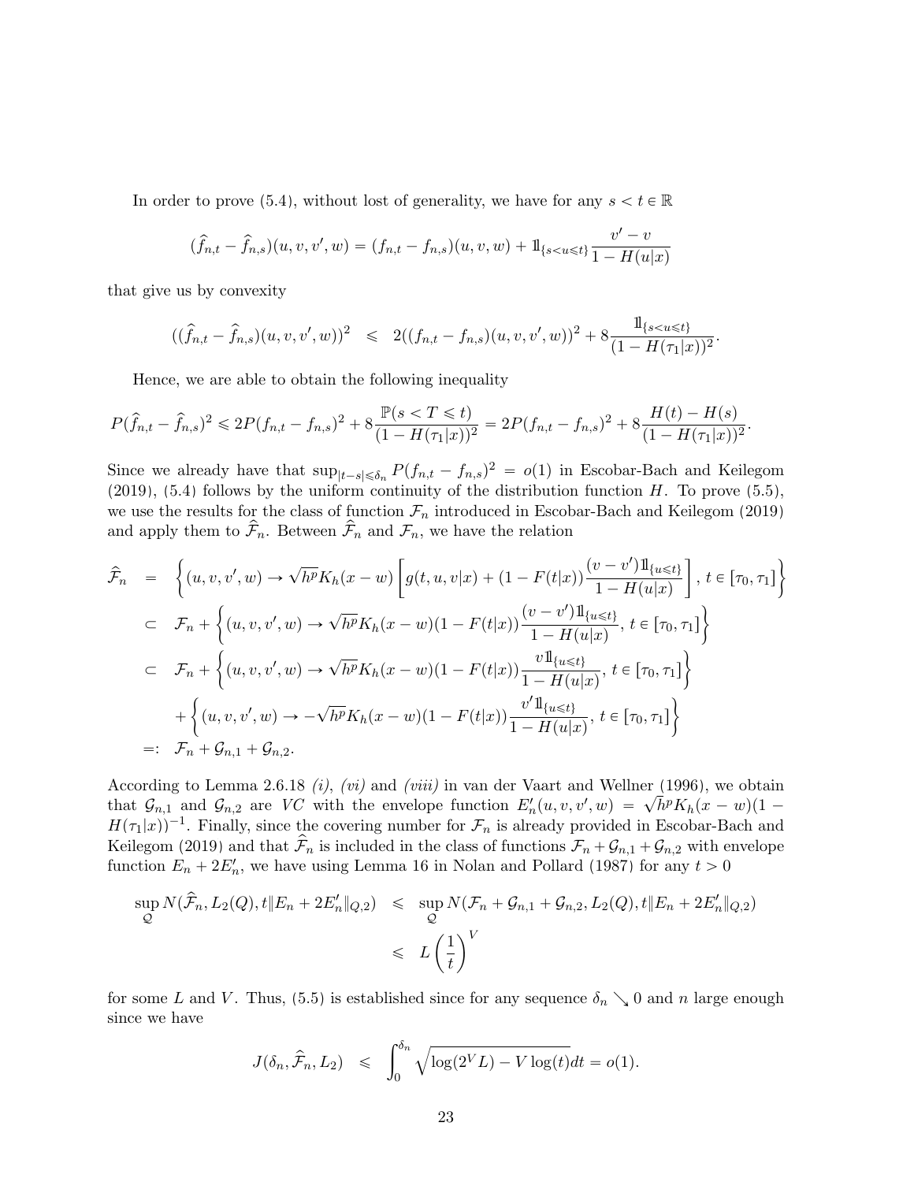In order to prove (5.4), without lost of generality, we have for any $s < t \in \mathbb{R}$

$$(\widehat{f}_{n,t} - \widehat{f}_{n,s})(u, v, v', w) = (f_{n,t} - f_{n,s})(u, v, w) + \mathbb{1}_{\{s<u\leqslant t\}} \frac{v' - v}{1 - H(u|x)}$$

that give us by convexity

$$((\widehat{f}_{n,t} - \widehat{f}_{n,s})(u, v, v', w))^2 \leqslant 2((f_{n,t} - f_{n,s})(u, v, v', w))^2 + 8 \frac{\mathbb{1}_{\{s<u\leqslant t\}}}{(1 - H(\tau_1|x))^2}.$$

Hence, we are able to obtain the following inequality

$$P(\widehat{f}_{n,t} - \widehat{f}_{n,s})^2 \leqslant 2P(f_{n,t} - f_{n,s})^2 + 8\frac{\mathbb{P}(s < T \leqslant t)}{(1 - H(\tau_1|x))^2} = 2P(f_{n,t} - f_{n,s})^2 + 8\frac{H(t) - H(s)}{(1 - H(\tau_1|x))^2}.$$

Since we already have that $\sup_{|t-s|\leqslant\delta_n} P(f_{n,t} - f_{n,s})^2 = o(1)$ in Escobar-Bach and Keilegom (2019), (5.4) follows by the uniform continuity of the distribution function $H$. To prove (5.5), we use the results for the class of function $\mathcal{F}_n$ introduced in Escobar-Bach and Keilegom (2019) and apply them to $\widehat{\mathcal{F}}_n$. Between $\widehat{\mathcal{F}}_n$ and $\mathcal{F}_n$, we have the relation

$$\begin{aligned}
\widehat{\mathcal{F}}_n &= \left\{(u, v, v', w) \to \sqrt{h^p} K_h(x - w) \left[g(t, u, v|x) + (1 - F(t|x))\frac{(v - v')\mathbb{1}_{\{u\leqslant t\}}}{1 - H(u|x)}\right], \, t \in [\tau_0, \tau_1]\right\} \\
&\subset \mathcal{F}_n + \left\{(u, v, v', w) \to \sqrt{h^p} K_h(x - w)(1 - F(t|x))\frac{(v - v')\mathbb{1}_{\{u\leqslant t\}}}{1 - H(u|x)}, \, t \in [\tau_0, \tau_1]\right\} \\
&\subset \mathcal{F}_n + \left\{(u, v, v', w) \to \sqrt{h^p} K_h(x - w)(1 - F(t|x))\frac{v\mathbb{1}_{\{u\leqslant t\}}}{1 - H(u|x)}, \, t \in [\tau_0, \tau_1]\right\} \\
&\quad + \left\{(u, v, v', w) \to -\sqrt{h^p} K_h(x - w)(1 - F(t|x))\frac{v'\mathbb{1}_{\{u\leqslant t\}}}{1 - H(u|x)}, \, t \in [\tau_0, \tau_1]\right\} \\
&=: \mathcal{F}_n + \mathcal{G}_{n,1} + \mathcal{G}_{n,2}.
\end{aligned}$$

According to Lemma 2.6.18 *(i)*, *(vi)* and *(viii)* in van der Vaart and Wellner (1996), we obtain that $\mathcal{G}_{n,1}$ and $\mathcal{G}_{n,2}$ are *VC* with the envelope function $E'_n(u, v, v', w) = \sqrt{h^p} K_h(x - w)(1 - H(\tau_1|x))^{-1}$. Finally, since the covering number for $\mathcal{F}_n$ is already provided in Escobar-Bach and Keilegom (2019) and that $\widehat{\mathcal{F}}_n$ is included in the class of functions $\mathcal{F}_n + \mathcal{G}_{n,1} + \mathcal{G}_{n,2}$ with envelope function $E_n + 2E'_n$, we have using Lemma 16 in Nolan and Pollard (1987) for any $t > 0$

$$\begin{aligned}
\sup_{\mathcal{Q}} N(\widehat{\mathcal{F}}_n, L_2(Q), t\|E_n + 2E'_n\|_{Q,2}) &\leqslant \sup_{\mathcal{Q}} N(\mathcal{F}_n + \mathcal{G}_{n,1} + \mathcal{G}_{n,2}, L_2(Q), t\|E_n + 2E'_n\|_{Q,2}) \\
&\leqslant L\left(\frac{1}{t}\right)^V
\end{aligned}$$

for some $L$ and $V$. Thus, (5.5) is established since for any sequence $\delta_n \searrow 0$ and $n$ large enough since we have

$$J(\delta_n, \widehat{\mathcal{F}}_n, L_2) \leqslant \int_0^{\delta_n} \sqrt{\log(2^V L) - V\log(t)}dt = o(1).$$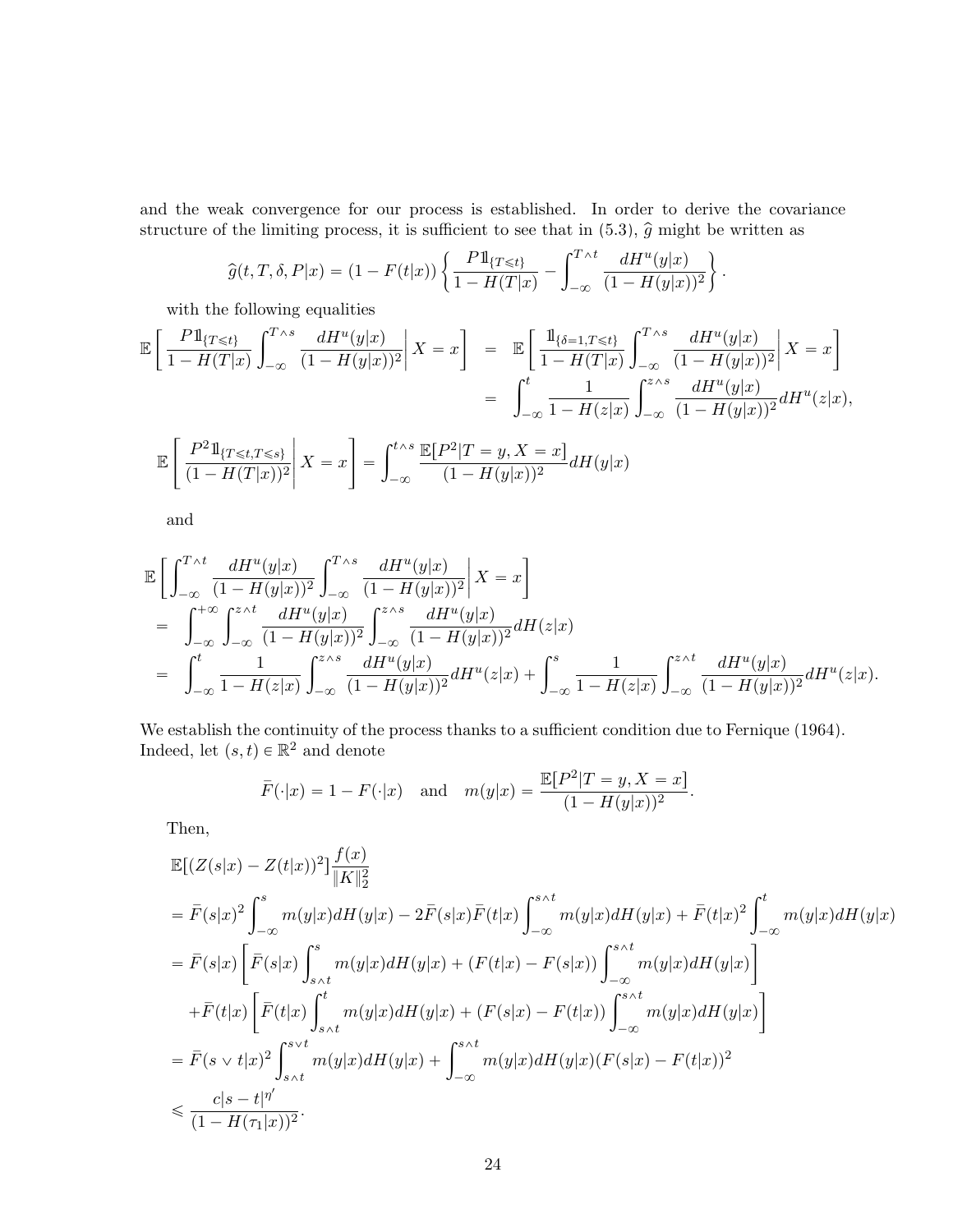and the weak convergence for our process is established. In order to derive the covariance structure of the limiting process, it is sufficient to see that in (5.3), $\widehat{g}$ might be written as

$$\widehat{g}(t,T,\delta,P|x) = (1-F(t|x))\left\{\frac{P\mathbb{1}_{\{T\leqslant t\}}}{1-H(T|x)} - \int_{-\infty}^{T\wedge t}\frac{dH^u(y|x)}{(1-H(y|x))^2}\right\}.$$

with the following equalities

$$\begin{aligned}
\mathbb{E}\left[\left.\frac{P\mathbb{1}_{\{T\leqslant t\}}}{1-H(T|x)}\int_{-\infty}^{T\wedge s}\frac{dH^u(y|x)}{(1-H(y|x))^2}\right| X=x\right] &= \mathbb{E}\left[\left.\frac{\mathbb{1}_{\{\delta=1,T\leqslant t\}}}{1-H(T|x)}\int_{-\infty}^{T\wedge s}\frac{dH^u(y|x)}{(1-H(y|x))^2}\right| X=x\right] \\
&= \int_{-\infty}^{t}\frac{1}{1-H(z|x)}\int_{-\infty}^{z\wedge s}\frac{dH^u(y|x)}{(1-H(y|x))^2}dH^u(z|x),
\end{aligned}$$

$$\mathbb{E}\left[\left.\frac{P^2\mathbb{1}_{\{T\leqslant t,T\leqslant s\}}}{(1-H(T|x))^2}\right| X=x\right] = \int_{-\infty}^{t\wedge s}\frac{\mathbb{E}[P^2|T=y,X=x]}{(1-H(y|x))^2}dH(y|x)$$

and

$$\begin{aligned}
&\mathbb{E}\left[\left.\int_{-\infty}^{T\wedge t}\frac{dH^u(y|x)}{(1-H(y|x))^2}\int_{-\infty}^{T\wedge s}\frac{dH^u(y|x)}{(1-H(y|x))^2}\right| X=x\right] \\
&= \int_{-\infty}^{+\infty}\int_{-\infty}^{z\wedge t}\frac{dH^u(y|x)}{(1-H(y|x))^2}\int_{-\infty}^{z\wedge s}\frac{dH^u(y|x)}{(1-H(y|x))^2}dH(z|x) \\
&= \int_{-\infty}^{t}\frac{1}{1-H(z|x)}\int_{-\infty}^{z\wedge s}\frac{dH^u(y|x)}{(1-H(y|x))^2}dH^u(z|x) + \int_{-\infty}^{s}\frac{1}{1-H(z|x)}\int_{-\infty}^{z\wedge t}\frac{dH^u(y|x)}{(1-H(y|x))^2}dH^u(z|x).
\end{aligned}$$

We establish the continuity of the process thanks to a sufficient condition due to Fernique (1964). Indeed, let $(s,t)\in\mathbb{R}^2$ and denote

$$\bar{F}(\cdot|x) = 1-F(\cdot|x) \quad \text{and} \quad m(y|x) = \frac{\mathbb{E}[P^2|T=y,X=x]}{(1-H(y|x))^2}.$$

Then,

$$\begin{aligned}
&\mathbb{E}[(Z(s|x)-Z(t|x))^2]\frac{f(x)}{\|K\|_2^2} \\
&= \bar{F}(s|x)^2\int_{-\infty}^{s}m(y|x)dH(y|x) - 2\bar{F}(s|x)\bar{F}(t|x)\int_{-\infty}^{s\wedge t}m(y|x)dH(y|x) + \bar{F}(t|x)^2\int_{-\infty}^{t}m(y|x)dH(y|x) \\
&= \bar{F}(s|x)\left[\bar{F}(s|x)\int_{s\wedge t}^{s}m(y|x)dH(y|x) + (F(t|x)-F(s|x))\int_{-\infty}^{s\wedge t}m(y|x)dH(y|x)\right] \\
&\quad + \bar{F}(t|x)\left[\bar{F}(t|x)\int_{s\wedge t}^{t}m(y|x)dH(y|x) + (F(s|x)-F(t|x))\int_{-\infty}^{s\wedge t}m(y|x)dH(y|x)\right] \\
&= \bar{F}(s\vee t|x)^2\int_{s\wedge t}^{s\vee t}m(y|x)dH(y|x) + \int_{-\infty}^{s\wedge t}m(y|x)dH(y|x)(F(s|x)-F(t|x))^2 \\
&\leqslant \frac{c|s-t|^{\eta'}}{(1-H(\tau_1|x))^2}.
\end{aligned}$$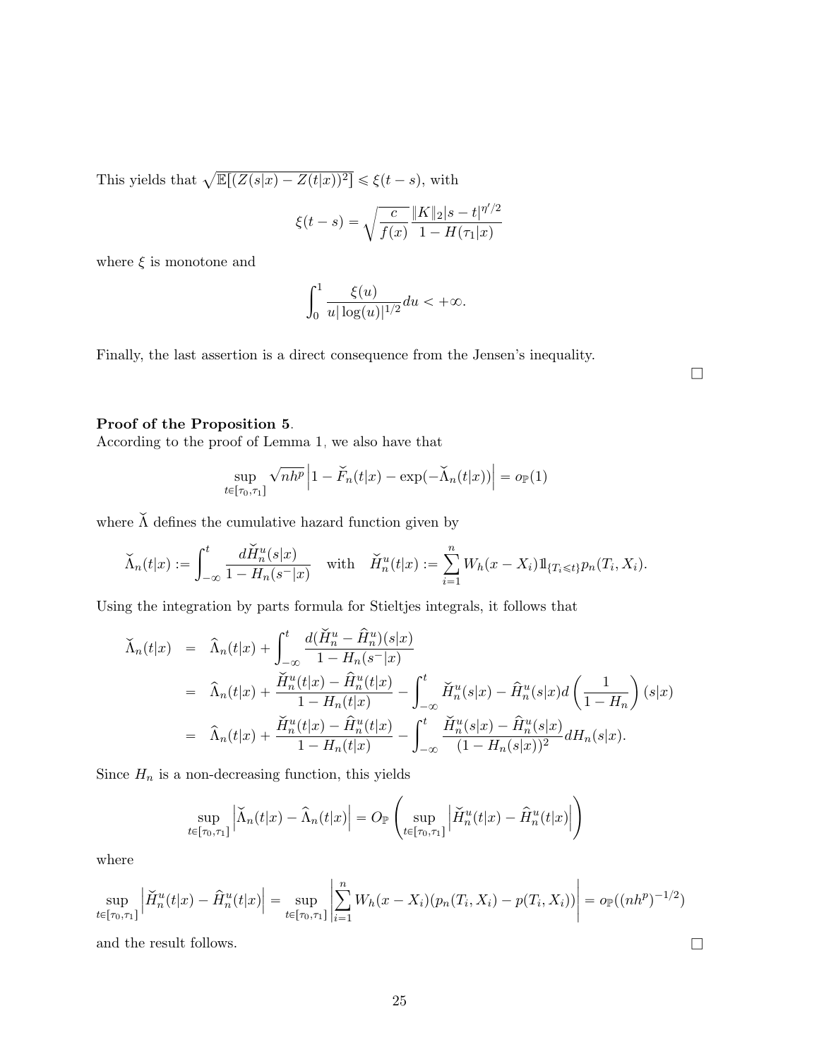This yields that $\sqrt{\mathbb{E}[(Z(s|x) - Z(t|x))^2]} \leqslant \xi(t-s)$, with

$$\xi(t-s) = \sqrt{\frac{c}{f(x)}} \frac{\|K\|_2 |s-t|^{\eta'/2}}{1 - H(\tau_1|x)}$$

where $\xi$ is monotone and

$$\int_0^1 \frac{\xi(u)}{u|\log(u)|^{1/2}} du < +\infty.$$

Finally, the last assertion is a direct consequence from the Jensen's inequality.

□

**Proof of the Proposition 5**.
According to the proof of Lemma 1, we also have that

$$\sup_{t \in [\tau_0, \tau_1]} \sqrt{nh^p} \left| 1 - \breve{F}_n(t|x) - \exp(-\breve{\Lambda}_n(t|x)) \right| = o_{\mathbb{P}}(1)$$

where $\breve{\Lambda}$ defines the cumulative hazard function given by

$$\breve{\Lambda}_n(t|x) := \int_{-\infty}^{t} \frac{d\breve{H}_n^u(s|x)}{1 - H_n(s^-|x)} \quad \text{with} \quad \breve{H}_n^u(t|x) := \sum_{i=1}^{n} W_h(x - X_i) 1\!\!1_{\{T_i \leqslant t\}} p_n(T_i, X_i).$$

Using the integration by parts formula for Stieltjes integrals, it follows that

$$\begin{aligned}
\breve{\Lambda}_n(t|x) &= \widehat{\Lambda}_n(t|x) + \int_{-\infty}^{t} \frac{d(\breve{H}_n^u - \widehat{H}_n^u)(s|x)}{1 - H_n(s^-|x)} \\
&= \widehat{\Lambda}_n(t|x) + \frac{\breve{H}_n^u(t|x) - \widehat{H}_n^u(t|x)}{1 - H_n(t|x)} - \int_{-\infty}^{t} \breve{H}_n^u(s|x) - \widehat{H}_n^u(s|x) d\left(\frac{1}{1 - H_n}\right)(s|x) \\
&= \widehat{\Lambda}_n(t|x) + \frac{\breve{H}_n^u(t|x) - \widehat{H}_n^u(t|x)}{1 - H_n(t|x)} - \int_{-\infty}^{t} \frac{\breve{H}_n^u(s|x) - \widehat{H}_n^u(s|x)}{(1 - H_n(s|x))^2} dH_n(s|x).
\end{aligned}$$

Since $H_n$ is a non-decreasing function, this yields

$$\sup_{t \in [\tau_0, \tau_1]} \left| \breve{\Lambda}_n(t|x) - \widehat{\Lambda}_n(t|x) \right| = O_{\mathbb{P}} \left( \sup_{t \in [\tau_0, \tau_1]} \left| \breve{H}_n^u(t|x) - \widehat{H}_n^u(t|x) \right| \right)$$

where

$$\sup_{t \in [\tau_0, \tau_1]} \left| \breve{H}_n^u(t|x) - \widehat{H}_n^u(t|x) \right| = \sup_{t \in [\tau_0, \tau_1]} \left| \sum_{i=1}^{n} W_h(x - X_i)(p_n(T_i, X_i) - p(T_i, X_i)) \right| = o_{\mathbb{P}}((nh^p)^{-1/2})$$

and the result follows.

□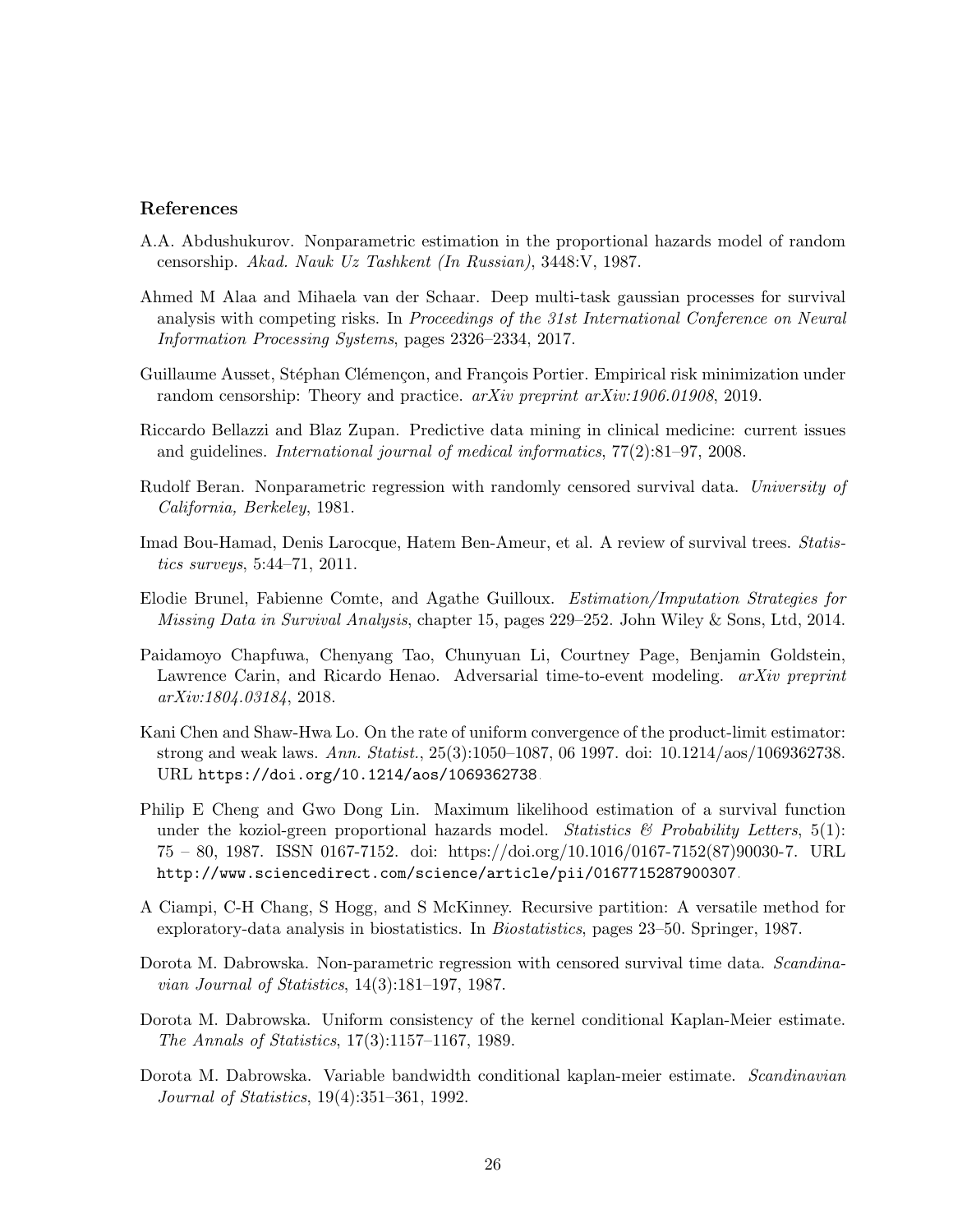## References

A.A. Abdushukurov. Nonparametric estimation in the proportional hazards model of random censorship. *Akad. Nauk Uz Tashkent (In Russian)*, 3448:V, 1987.

Ahmed M Alaa and Mihaela van der Schaar. Deep multi-task gaussian processes for survival analysis with competing risks. In *Proceedings of the 31st International Conference on Neural Information Processing Systems*, pages 2326–2334, 2017.

Guillaume Ausset, Stéphan Clémençon, and François Portier. Empirical risk minimization under random censorship: Theory and practice. *arXiv preprint arXiv:1906.01908*, 2019.

Riccardo Bellazzi and Blaz Zupan. Predictive data mining in clinical medicine: current issues and guidelines. *International journal of medical informatics*, 77(2):81–97, 2008.

Rudolf Beran. Nonparametric regression with randomly censored survival data. *University of California, Berkeley*, 1981.

Imad Bou-Hamad, Denis Larocque, Hatem Ben-Ameur, et al. A review of survival trees. *Statistics surveys*, 5:44–71, 2011.

Elodie Brunel, Fabienne Comte, and Agathe Guilloux. *Estimation/Imputation Strategies for Missing Data in Survival Analysis*, chapter 15, pages 229–252. John Wiley & Sons, Ltd, 2014.

Paidamoyo Chapfuwa, Chenyang Tao, Chunyuan Li, Courtney Page, Benjamin Goldstein, Lawrence Carin, and Ricardo Henao. Adversarial time-to-event modeling. *arXiv preprint arXiv:1804.03184*, 2018.

Kani Chen and Shaw-Hwa Lo. On the rate of uniform convergence of the product-limit estimator: strong and weak laws. *Ann. Statist.*, 25(3):1050–1087, 06 1997. doi: 10.1214/aos/1069362738. URL `https://doi.org/10.1214/aos/1069362738`.

Philip E Cheng and Gwo Dong Lin. Maximum likelihood estimation of a survival function under the koziol-green proportional hazards model. *Statistics & Probability Letters*, 5(1): 75 – 80, 1987. ISSN 0167-7152. doi: https://doi.org/10.1016/0167-7152(87)90030-7. URL `http://www.sciencedirect.com/science/article/pii/0167715287900307`.

A Ciampi, C-H Chang, S Hogg, and S McKinney. Recursive partition: A versatile method for exploratory-data analysis in biostatistics. In *Biostatistics*, pages 23–50. Springer, 1987.

Dorota M. Dabrowska. Non-parametric regression with censored survival time data. *Scandinavian Journal of Statistics*, 14(3):181–197, 1987.

Dorota M. Dabrowska. Uniform consistency of the kernel conditional Kaplan-Meier estimate. *The Annals of Statistics*, 17(3):1157–1167, 1989.

Dorota M. Dabrowska. Variable bandwidth conditional kaplan-meier estimate. *Scandinavian Journal of Statistics*, 19(4):351–361, 1992.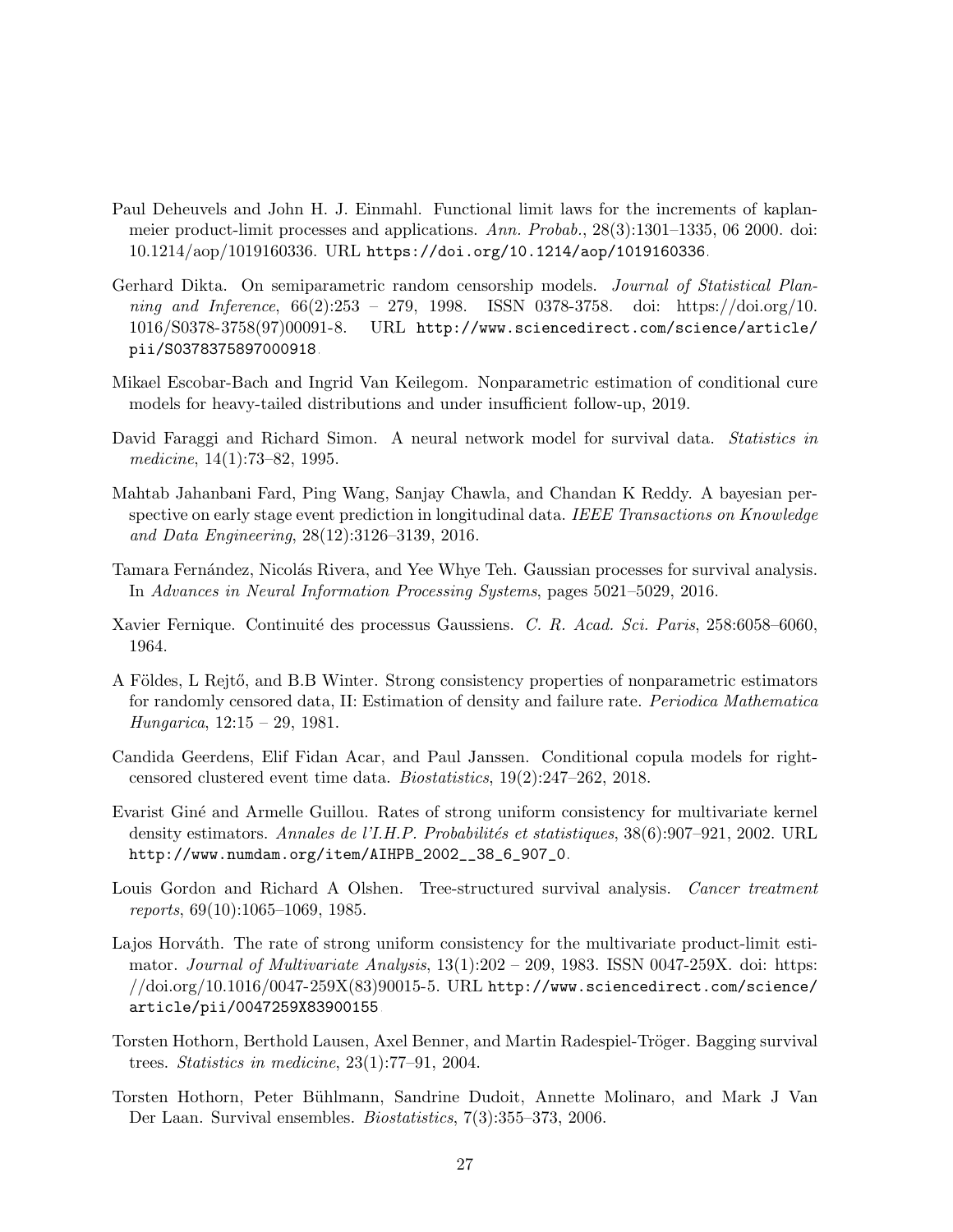Paul Deheuvels and John H. J. Einmahl. Functional limit laws for the increments of kaplan-meier product-limit processes and applications. *Ann. Probab.*, 28(3):1301–1335, 06 2000. doi: 10.1214/aop/1019160336. URL `https://doi.org/10.1214/aop/1019160336`.

Gerhard Dikta. On semiparametric random censorship models. *Journal of Statistical Planning and Inference*, 66(2):253 – 279, 1998. ISSN 0378-3758. doi: https://doi.org/10.1016/S0378-3758(97)00091-8. URL `http://www.sciencedirect.com/science/article/pii/S0378375897000918`.

Mikael Escobar-Bach and Ingrid Van Keilegom. Nonparametric estimation of conditional cure models for heavy-tailed distributions and under insufficient follow-up, 2019.

David Faraggi and Richard Simon. A neural network model for survival data. *Statistics in medicine*, 14(1):73–82, 1995.

Mahtab Jahanbani Fard, Ping Wang, Sanjay Chawla, and Chandan K Reddy. A bayesian perspective on early stage event prediction in longitudinal data. *IEEE Transactions on Knowledge and Data Engineering*, 28(12):3126–3139, 2016.

Tamara Fernández, Nicolás Rivera, and Yee Whye Teh. Gaussian processes for survival analysis. In *Advances in Neural Information Processing Systems*, pages 5021–5029, 2016.

Xavier Fernique. Continuité des processus Gaussiens. *C. R. Acad. Sci. Paris*, 258:6058–6060, 1964.

A Földes, L Rejtő, and B.B Winter. Strong consistency properties of nonparametric estimators for randomly censored data, II: Estimation of density and failure rate. *Periodica Mathematica Hungarica*, 12:15 – 29, 1981.

Candida Geerdens, Elif Fidan Acar, and Paul Janssen. Conditional copula models for right-censored clustered event time data. *Biostatistics*, 19(2):247–262, 2018.

Evarist Giné and Armelle Guillou. Rates of strong uniform consistency for multivariate kernel density estimators. *Annales de l'I.H.P. Probabilités et statistiques*, 38(6):907–921, 2002. URL `http://www.numdam.org/item/AIHPB_2002__38_6_907_0`.

Louis Gordon and Richard A Olshen. Tree-structured survival analysis. *Cancer treatment reports*, 69(10):1065–1069, 1985.

Lajos Horváth. The rate of strong uniform consistency for the multivariate product-limit estimator. *Journal of Multivariate Analysis*, 13(1):202 – 209, 1983. ISSN 0047-259X. doi: https://doi.org/10.1016/0047-259X(83)90015-5. URL `http://www.sciencedirect.com/science/article/pii/0047259X83900155`.

Torsten Hothorn, Berthold Lausen, Axel Benner, and Martin Radespiel-Tröger. Bagging survival trees. *Statistics in medicine*, 23(1):77–91, 2004.

Torsten Hothorn, Peter Bühlmann, Sandrine Dudoit, Annette Molinaro, and Mark J Van Der Laan. Survival ensembles. *Biostatistics*, 7(3):355–373, 2006.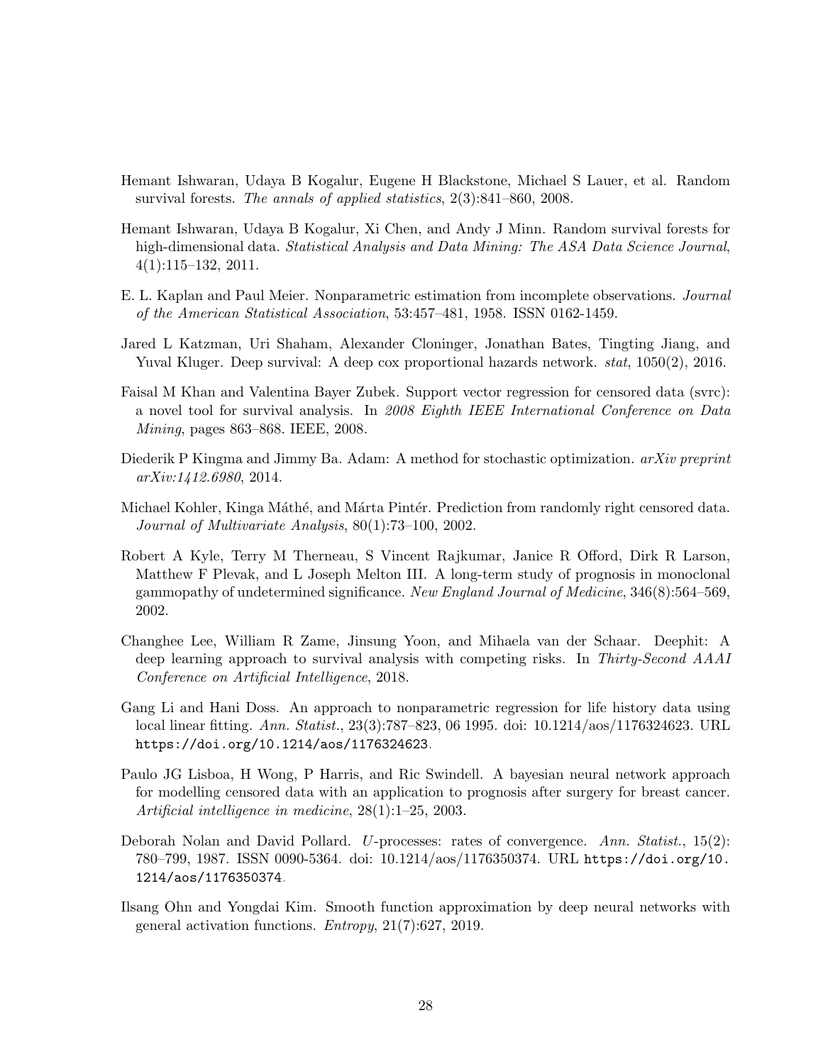Hemant Ishwaran, Udaya B Kogalur, Eugene H Blackstone, Michael S Lauer, et al. Random survival forests. *The annals of applied statistics*, 2(3):841–860, 2008.

Hemant Ishwaran, Udaya B Kogalur, Xi Chen, and Andy J Minn. Random survival forests for high-dimensional data. *Statistical Analysis and Data Mining: The ASA Data Science Journal*, 4(1):115–132, 2011.

E. L. Kaplan and Paul Meier. Nonparametric estimation from incomplete observations. *Journal of the American Statistical Association*, 53:457–481, 1958. ISSN 0162-1459.

Jared L Katzman, Uri Shaham, Alexander Cloninger, Jonathan Bates, Tingting Jiang, and Yuval Kluger. Deep survival: A deep cox proportional hazards network. *stat*, 1050(2), 2016.

Faisal M Khan and Valentina Bayer Zubek. Support vector regression for censored data (svrc): a novel tool for survival analysis. In *2008 Eighth IEEE International Conference on Data Mining*, pages 863–868. IEEE, 2008.

Diederik P Kingma and Jimmy Ba. Adam: A method for stochastic optimization. *arXiv preprint arXiv:1412.6980*, 2014.

Michael Kohler, Kinga Máthé, and Márta Pintér. Prediction from randomly right censored data. *Journal of Multivariate Analysis*, 80(1):73–100, 2002.

Robert A Kyle, Terry M Therneau, S Vincent Rajkumar, Janice R Offord, Dirk R Larson, Matthew F Plevak, and L Joseph Melton III. A long-term study of prognosis in monoclonal gammopathy of undetermined significance. *New England Journal of Medicine*, 346(8):564–569, 2002.

Changhee Lee, William R Zame, Jinsung Yoon, and Mihaela van der Schaar. Deephit: A deep learning approach to survival analysis with competing risks. In *Thirty-Second AAAI Conference on Artificial Intelligence*, 2018.

Gang Li and Hani Doss. An approach to nonparametric regression for life history data using local linear fitting. *Ann. Statist.*, 23(3):787–823, 06 1995. doi: 10.1214/aos/1176324623. URL https://doi.org/10.1214/aos/1176324623.

Paulo JG Lisboa, H Wong, P Harris, and Ric Swindell. A bayesian neural network approach for modelling censored data with an application to prognosis after surgery for breast cancer. *Artificial intelligence in medicine*, 28(1):1–25, 2003.

Deborah Nolan and David Pollard. $U$-processes: rates of convergence. *Ann. Statist.*, 15(2): 780–799, 1987. ISSN 0090-5364. doi: 10.1214/aos/1176350374. URL https://doi.org/10.1214/aos/1176350374.

Ilsang Ohn and Yongdai Kim. Smooth function approximation by deep neural networks with general activation functions. *Entropy*, 21(7):627, 2019.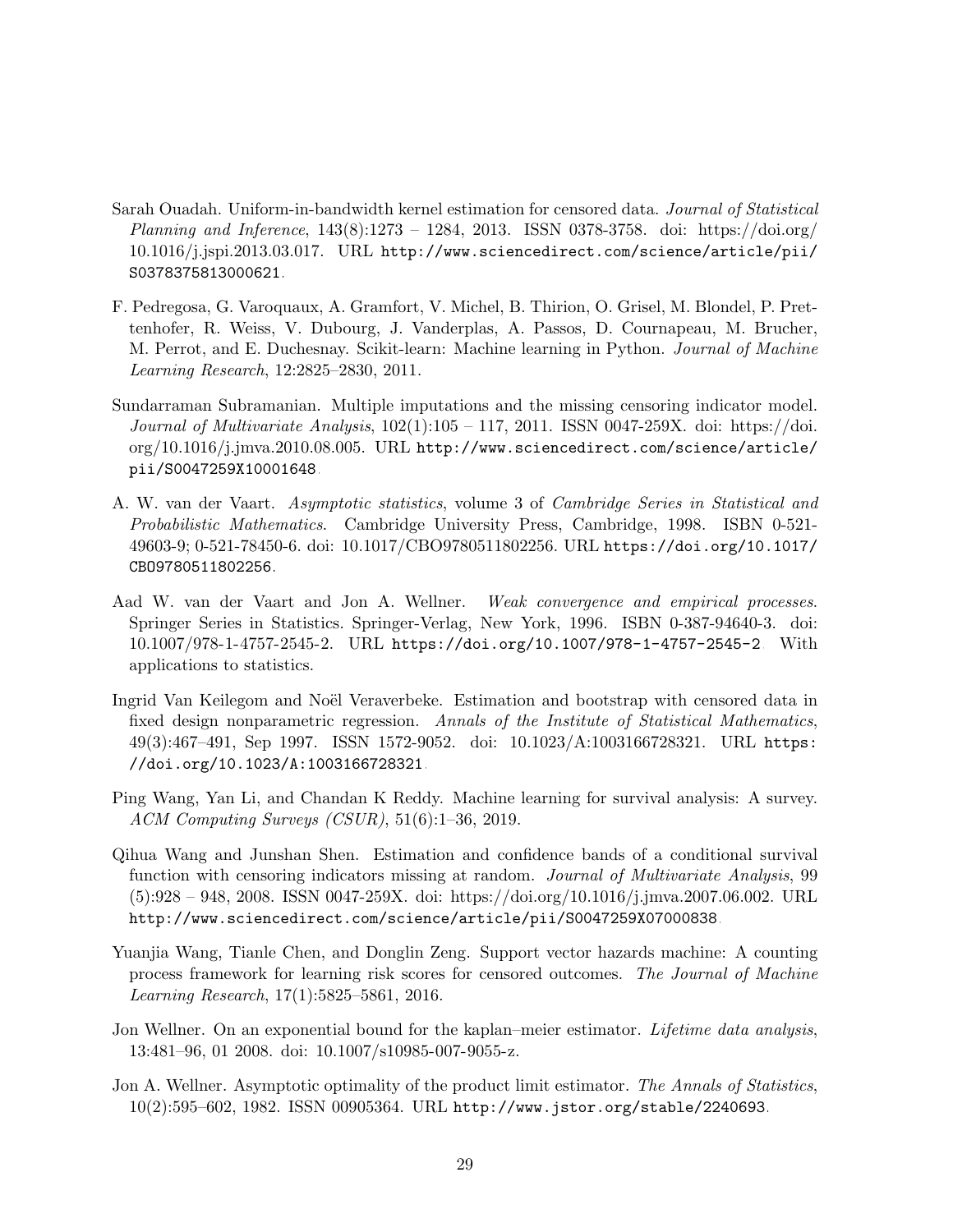Sarah Ouadah. Uniform-in-bandwidth kernel estimation for censored data. *Journal of Statistical Planning and Inference*, 143(8):1273 – 1284, 2013. ISSN 0378-3758. doi: https://doi.org/10.1016/j.jspi.2013.03.017. URL http://www.sciencedirect.com/science/article/pii/S0378375813000621.

F. Pedregosa, G. Varoquaux, A. Gramfort, V. Michel, B. Thirion, O. Grisel, M. Blondel, P. Prettenhofer, R. Weiss, V. Dubourg, J. Vanderplas, A. Passos, D. Cournapeau, M. Brucher, M. Perrot, and E. Duchesnay. Scikit-learn: Machine learning in Python. *Journal of Machine Learning Research*, 12:2825–2830, 2011.

Sundarraman Subramanian. Multiple imputations and the missing censoring indicator model. *Journal of Multivariate Analysis*, 102(1):105 – 117, 2011. ISSN 0047-259X. doi: https://doi.org/10.1016/j.jmva.2010.08.005. URL http://www.sciencedirect.com/science/article/pii/S0047259X10001648.

A. W. van der Vaart. *Asymptotic statistics*, volume 3 of *Cambridge Series in Statistical and Probabilistic Mathematics*. Cambridge University Press, Cambridge, 1998. ISBN 0-521-49603-9; 0-521-78450-6. doi: 10.1017/CBO9780511802256. URL https://doi.org/10.1017/CBO9780511802256.

Aad W. van der Vaart and Jon A. Wellner. *Weak convergence and empirical processes*. Springer Series in Statistics. Springer-Verlag, New York, 1996. ISBN 0-387-94640-3. doi: 10.1007/978-1-4757-2545-2. URL https://doi.org/10.1007/978-1-4757-2545-2. With applications to statistics.

Ingrid Van Keilegom and Noël Veraverbeke. Estimation and bootstrap with censored data in fixed design nonparametric regression. *Annals of the Institute of Statistical Mathematics*, 49(3):467–491, Sep 1997. ISSN 1572-9052. doi: 10.1023/A:1003166728321. URL https://doi.org/10.1023/A:1003166728321.

Ping Wang, Yan Li, and Chandan K Reddy. Machine learning for survival analysis: A survey. *ACM Computing Surveys (CSUR)*, 51(6):1–36, 2019.

Qihua Wang and Junshan Shen. Estimation and confidence bands of a conditional survival function with censoring indicators missing at random. *Journal of Multivariate Analysis*, 99(5):928 – 948, 2008. ISSN 0047-259X. doi: https://doi.org/10.1016/j.jmva.2007.06.002. URL http://www.sciencedirect.com/science/article/pii/S0047259X07000838.

Yuanjia Wang, Tianle Chen, and Donglin Zeng. Support vector hazards machine: A counting process framework for learning risk scores for censored outcomes. *The Journal of Machine Learning Research*, 17(1):5825–5861, 2016.

Jon Wellner. On an exponential bound for the kaplan–meier estimator. *Lifetime data analysis*, 13:481–96, 01 2008. doi: 10.1007/s10985-007-9055-z.

Jon A. Wellner. Asymptotic optimality of the product limit estimator. *The Annals of Statistics*, 10(2):595–602, 1982. ISSN 00905364. URL http://www.jstor.org/stable/2240693.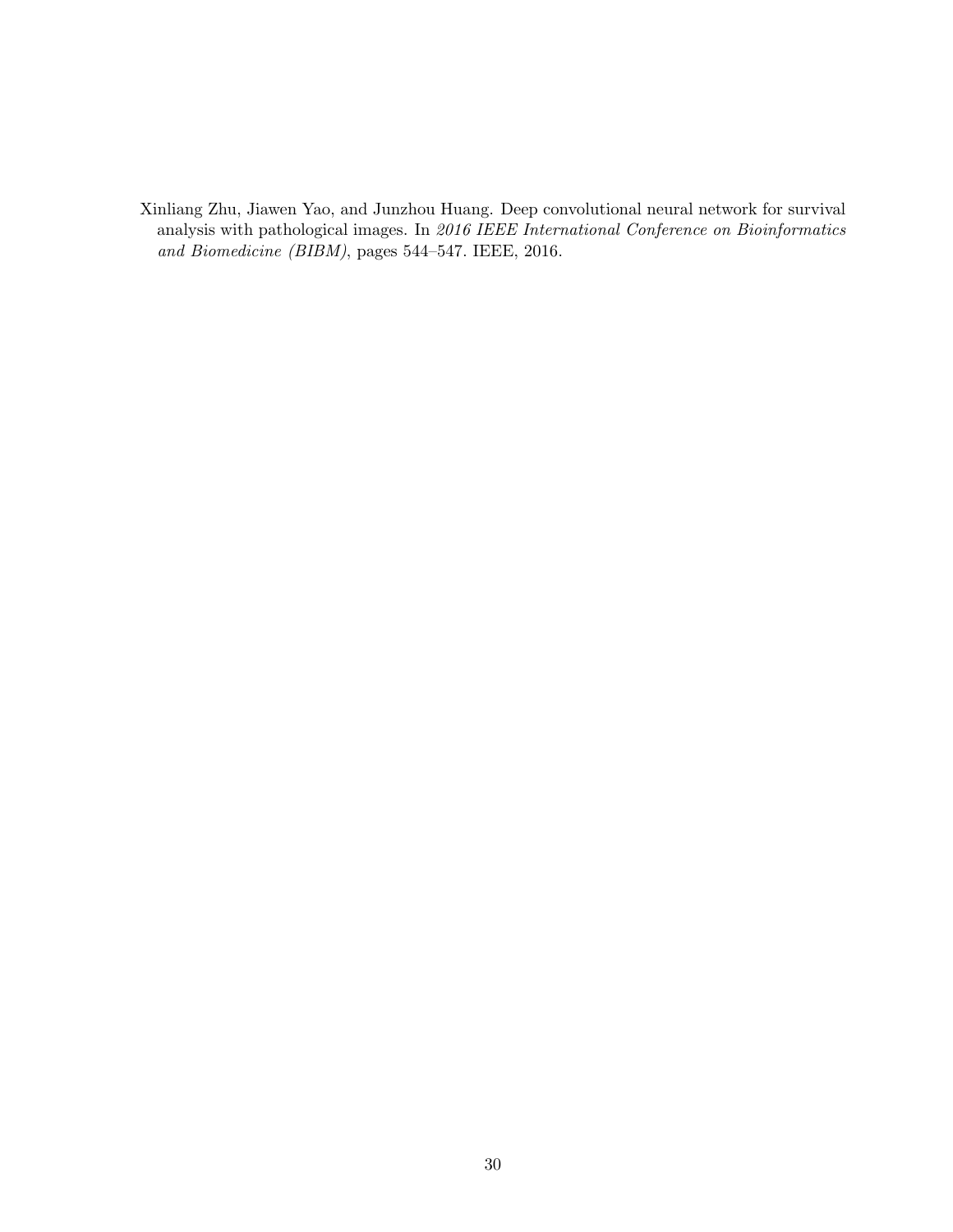Xinliang Zhu, Jiawen Yao, and Junzhou Huang. Deep convolutional neural network for survival analysis with pathological images. In *2016 IEEE International Conference on Bioinformatics and Biomedicine (BIBM)*, pages 544–547. IEEE, 2016.